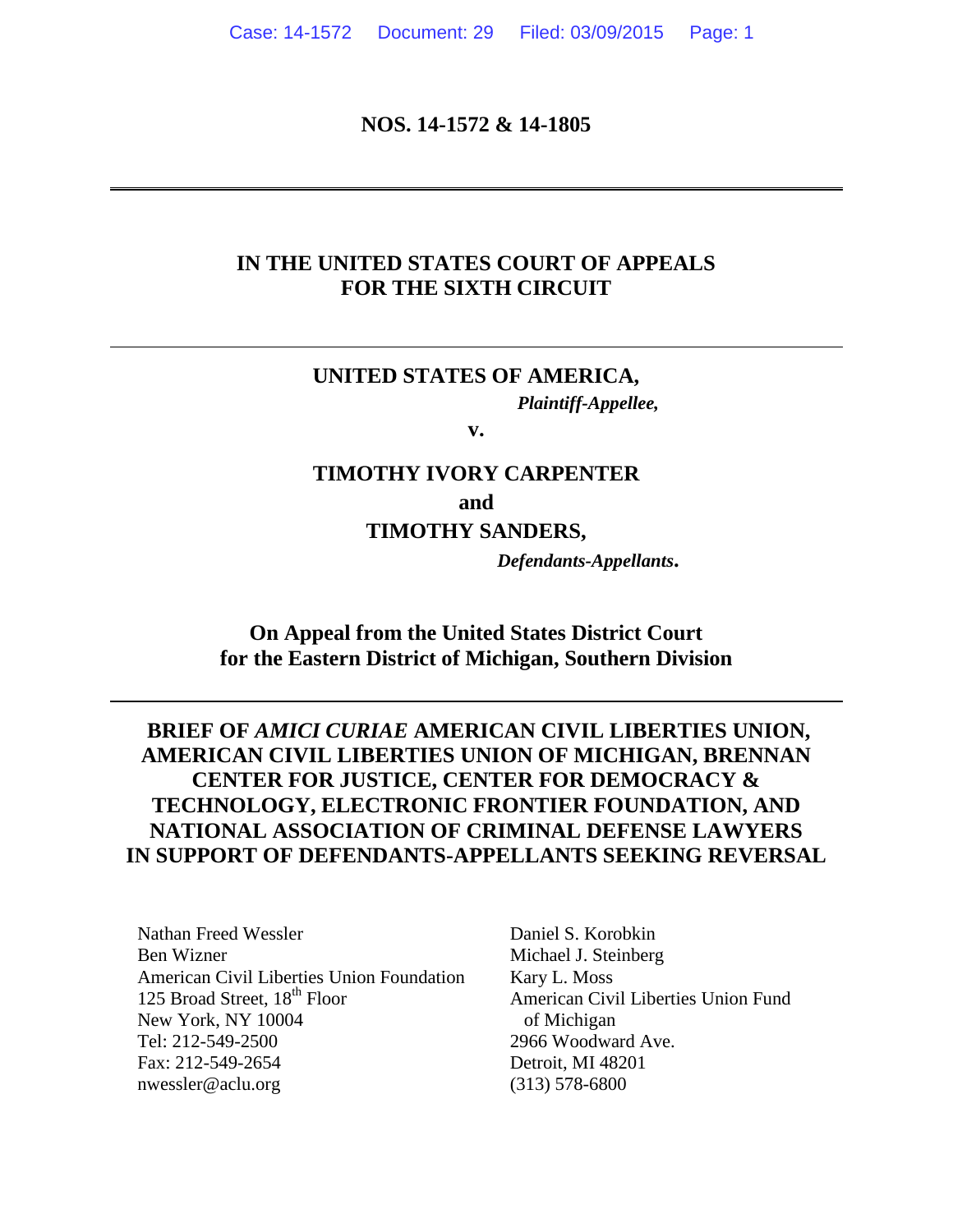**NOS. 14-1572 & 14-1805**

---

**IN THE UNITED STATES COURT OF APPEALS FOR THE SIXTH CIRCUIT**

---

**UNITED STATES OF AMERICA,**

*Plaintiff-Appellee,*

**v.**

**TIMOTHY IVORY CARPENTER**

**and**

**TIMOTHY SANDERS,**

*Defendants-Appellants***.**

**On Appeal from the United States District Court for the Eastern District of Michigan, Southern Division**

---

**BRIEF OF *AMICI CURIAE* AMERICAN CIVIL LIBERTIES UNION, AMERICAN CIVIL LIBERTIES UNION OF MICHIGAN, BRENNAN CENTER FOR JUSTICE, CENTER FOR DEMOCRACY & TECHNOLOGY, ELECTRONIC FRONTIER FOUNDATION, AND NATIONAL ASSOCIATION OF CRIMINAL DEFENSE LAWYERS IN SUPPORT OF DEFENDANTS-APPELLANTS SEEKING REVERSAL**

Nathan Freed Wessler
Ben Wizner
American Civil Liberties Union Foundation
125 Broad Street, 18th Floor
New York, NY 10004
Tel: 212-549-2500
Fax: 212-549-2654
nwessler@aclu.org

Daniel S. Korobkin
Michael J. Steinberg
Kary L. Moss
American Civil Liberties Union Fund of Michigan
2966 Woodward Ave.
Detroit, MI 48201
(313) 578-6800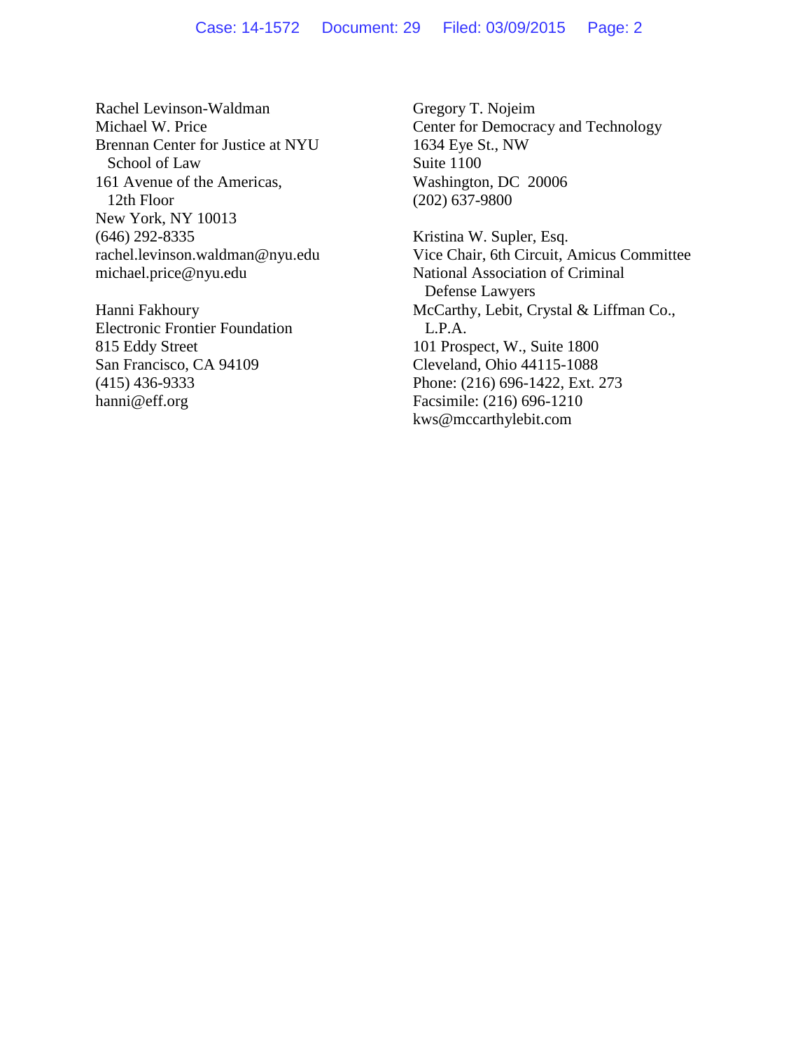Rachel Levinson-Waldman
Michael W. Price
Brennan Center for Justice at NYU
School of Law
161 Avenue of the Americas,
12th Floor
New York, NY 10013
(646) 292-8335
rachel.levinson.waldman@nyu.edu
michael.price@nyu.edu

Hanni Fakhoury
Electronic Frontier Foundation
815 Eddy Street
San Francisco, CA 94109
(415) 436-9333
hanni@eff.org

Gregory T. Nojeim
Center for Democracy and Technology
1634 Eye St., NW
Suite 1100
Washington, DC 20006
(202) 637-9800

Kristina W. Supler, Esq.
Vice Chair, 6th Circuit, Amicus Committee
National Association of Criminal
Defense Lawyers
McCarthy, Lebit, Crystal & Liffman Co.,
L.P.A.
101 Prospect, W., Suite 1800
Cleveland, Ohio 44115-1088
Phone: (216) 696-1422, Ext. 273
Facsimile: (216) 696-1210
kws@mccarthylebit.com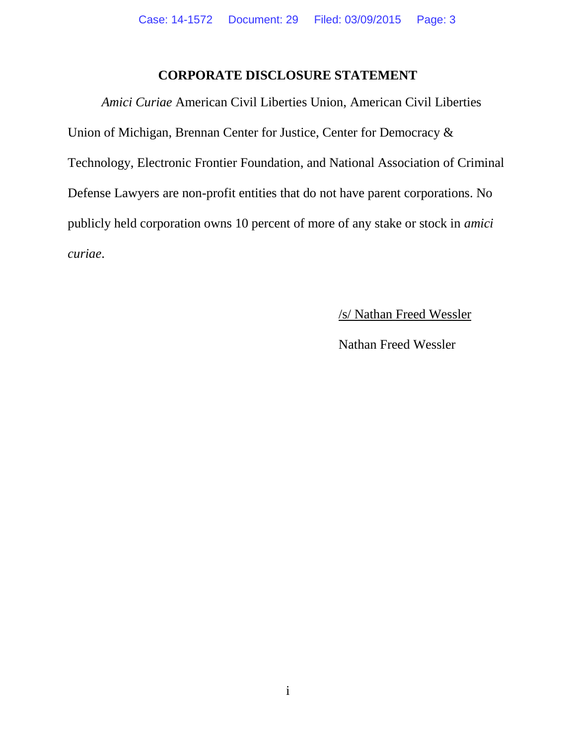## CORPORATE DISCLOSURE STATEMENT

*Amici Curiae* American Civil Liberties Union, American Civil Liberties Union of Michigan, Brennan Center for Justice, Center for Democracy & Technology, Electronic Frontier Foundation, and National Association of Criminal Defense Lawyers are non-profit entities that do not have parent corporations. No publicly held corporation owns 10 percent of more of any stake or stock in *amici curiae*.

/s/ Nathan Freed Wessler

Nathan Freed Wessler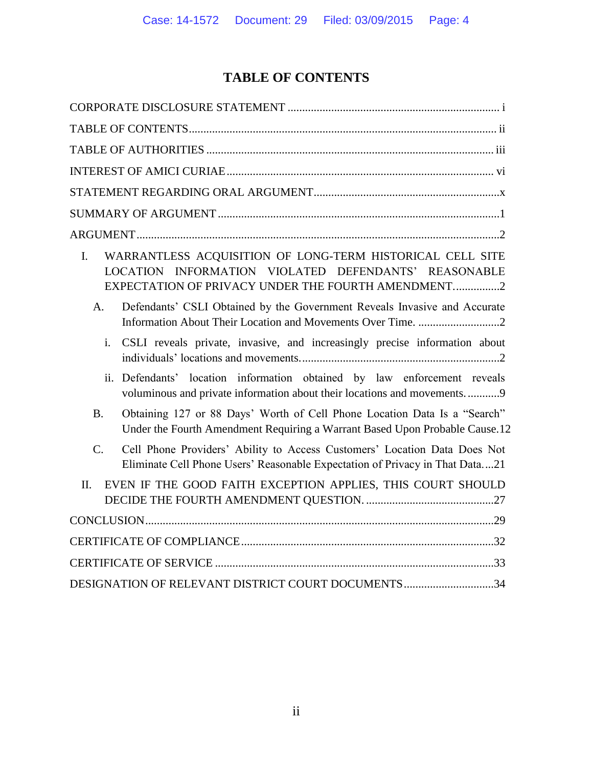# TABLE OF CONTENTS

CORPORATE DISCLOSURE STATEMENT ........................................................................ i

TABLE OF CONTENTS........................................................................................... ii

TABLE OF AUTHORITIES .................................................................................. iii

INTEREST OF AMICI CURIAE ........................................................................... vi

STATEMENT REGARDING ORAL ARGUMENT................................................................x

SUMMARY OF ARGUMENT ................................................................................1

ARGUMENT..........................................................................................................2

I. WARRANTLESS ACQUISITION OF LONG-TERM HISTORICAL CELL SITE LOCATION INFORMATION VIOLATED DEFENDANTS' REASONABLE EXPECTATION OF PRIVACY UNDER THE FOURTH AMENDMENT................2

A. Defendants' CSLI Obtained by the Government Reveals Invasive and Accurate Information About Their Location and Movements Over Time. ............................2

i. CSLI reveals private, invasive, and increasingly precise information about individuals' locations and movements....................................................................2

ii. Defendants' location information obtained by law enforcement reveals voluminous and private information about their locations and movements. ...........9

B. Obtaining 127 or 88 Days' Worth of Cell Phone Location Data Is a "Search" Under the Fourth Amendment Requiring a Warrant Based Upon Probable Cause.12

C. Cell Phone Providers' Ability to Access Customers' Location Data Does Not Eliminate Cell Phone Users' Reasonable Expectation of Privacy in That Data. ...21

II. EVEN IF THE GOOD FAITH EXCEPTION APPLIES, THIS COURT SHOULD DECIDE THE FOURTH AMENDMENT QUESTION. ............................................27

CONCLUSION......................................................................................................29

CERTIFICATE OF COMPLIANCE......................................................................32

CERTIFICATE OF SERVICE ...............................................................................33

DESIGNATION OF RELEVANT DISTRICT COURT DOCUMENTS...............................34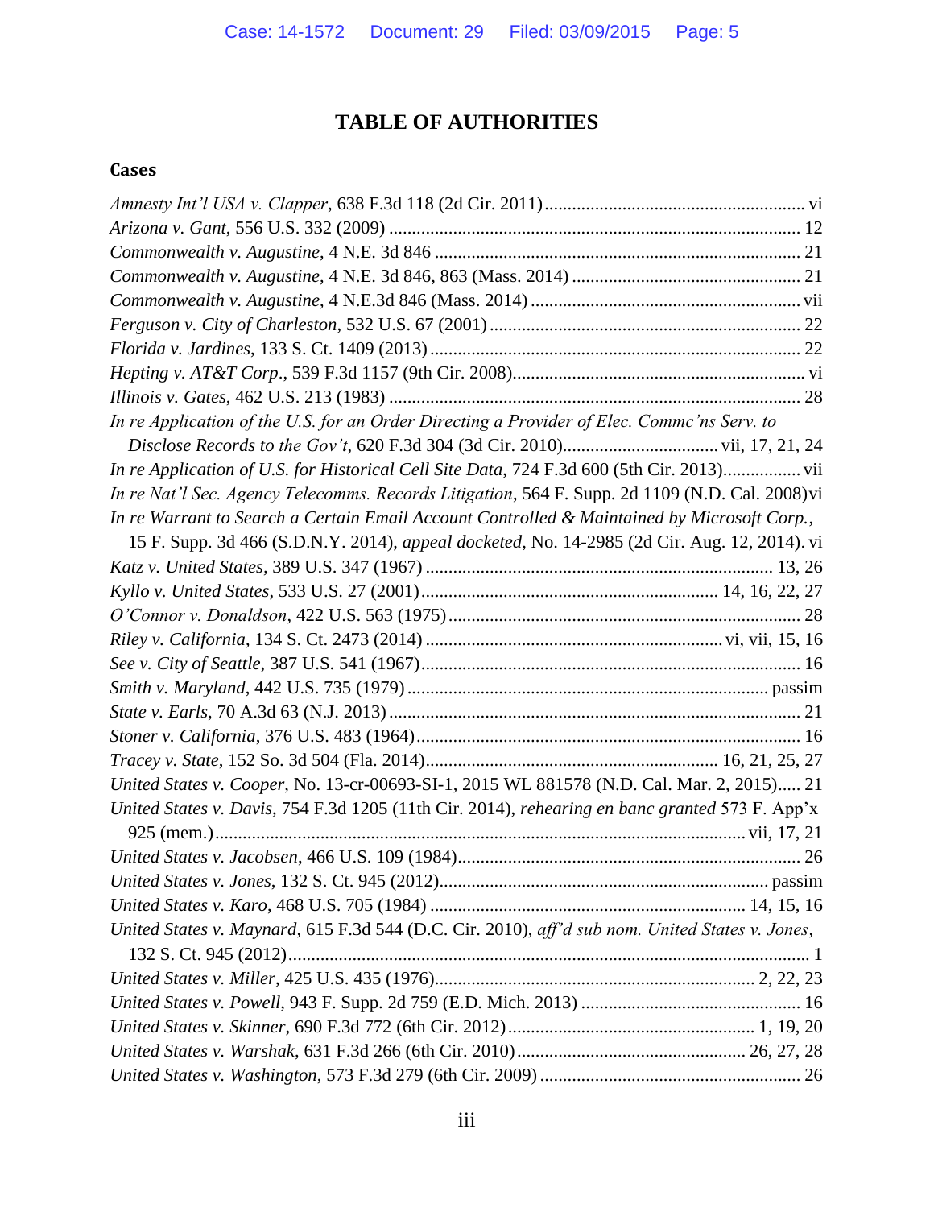# TABLE OF AUTHORITIES

## Cases

*Amnesty Int'l USA v. Clapper*, 638 F.3d 118 (2d Cir. 2011) ........................................................ vi

*Arizona v. Gant*, 556 U.S. 332 (2009) ......................................................................................... 12

*Commonwealth v. Augustine*, 4 N.E. 3d 846 ............................................................................... 21

*Commonwealth v. Augustine*, 4 N.E. 3d 846, 863 (Mass. 2014) ................................................. 21

*Commonwealth v. Augustine*, 4 N.E.3d 846 (Mass. 2014) .......................................................... vii

*Ferguson v. City of Charleston*, 532 U.S. 67 (2001) ................................................................... 22

*Florida v. Jardines*, 133 S. Ct. 1409 (2013) ................................................................................ 22

*Hepting v. AT&T Corp*., 539 F.3d 1157 (9th Cir. 2008)............................................................... vi

*Illinois v. Gates*, 462 U.S. 213 (1983) ......................................................................................... 28

*In re Application of the U.S. for an Order Directing a Provider of Elec. Commc'ns Serv. to Disclose Records to the Gov't*, 620 F.3d 304 (3d Cir. 2010)................................. vii, 17, 21, 24

*In re Application of U.S. for Historical Cell Site Data*, 724 F.3d 600 (5th Cir. 2013)................. vii

*In re Nat'l Sec. Agency Telecomms. Records Litigation*, 564 F. Supp. 2d 1109 (N.D. Cal. 2008) vi

*In re Warrant to Search a Certain Email Account Controlled & Maintained by Microsoft Corp.*, 15 F. Supp. 3d 466 (S.D.N.Y. 2014), *appeal docketed*, No. 14-2985 (2d Cir. Aug. 12, 2014). vi

*Katz v. United States*, 389 U.S. 347 (1967) ........................................................................... 13, 26

*Kyllo v. United States*, 533 U.S. 27 (2001)................................................................ 14, 16, 22, 27

*O'Connor v. Donaldson*, 422 U.S. 563 (1975)............................................................................. 28

*Riley v. California*, 134 S. Ct. 2473 (2014) ................................................................ vi, vii, 15, 16

*See v. City of Seattle*, 387 U.S. 541 (1967).................................................................................. 16

*Smith v. Maryland*, 442 U.S. 735 (1979) .............................................................................. passim

*State v. Earls*, 70 A.3d 63 (N.J. 2013) ......................................................................................... 21

*Stoner v. California*, 376 U.S. 483 (1964)................................................................................... 16

*Tracey v. State*, 152 So. 3d 504 (Fla. 2014)............................................................... 16, 21, 25, 27

*United States v. Cooper*, No. 13-cr-00693-SI-1, 2015 WL 881578 (N.D. Cal. Mar. 2, 2015)..... 21

*United States v. Davis*, 754 F.3d 1205 (11th Cir. 2014), *rehearing en banc granted* 573 F. App'x 925 (mem.)................................................................................................................ vii, 17, 21

*United States v. Jacobsen*, 466 U.S. 109 (1984)........................................................................... 26

*United States v. Jones*, 132 S. Ct. 945 (2012)....................................................................... passim

*United States v. Karo*, 468 U.S. 705 (1984) .................................................................... 14, 15, 16

*United States v. Maynard*, 615 F.3d 544 (D.C. Cir. 2010), *aff'd sub nom. United States v. Jones*, 132 S. Ct. 945 (2012).................................................................................................................. 1

*United States v. Miller*, 425 U.S. 435 (1976)..................................................................... 2, 22, 23

*United States v. Powell*, 943 F. Supp. 2d 759 (E.D. Mich. 2013) ............................................... 16

*United States v. Skinner*, 690 F.3d 772 (6th Cir. 2012)..................................................... 1, 19, 20

*United States v. Warshak*, 631 F.3d 266 (6th Cir. 2010)................................................. 26, 27, 28

*United States v. Washington*, 573 F.3d 279 (6th Cir. 2009) ........................................................ 26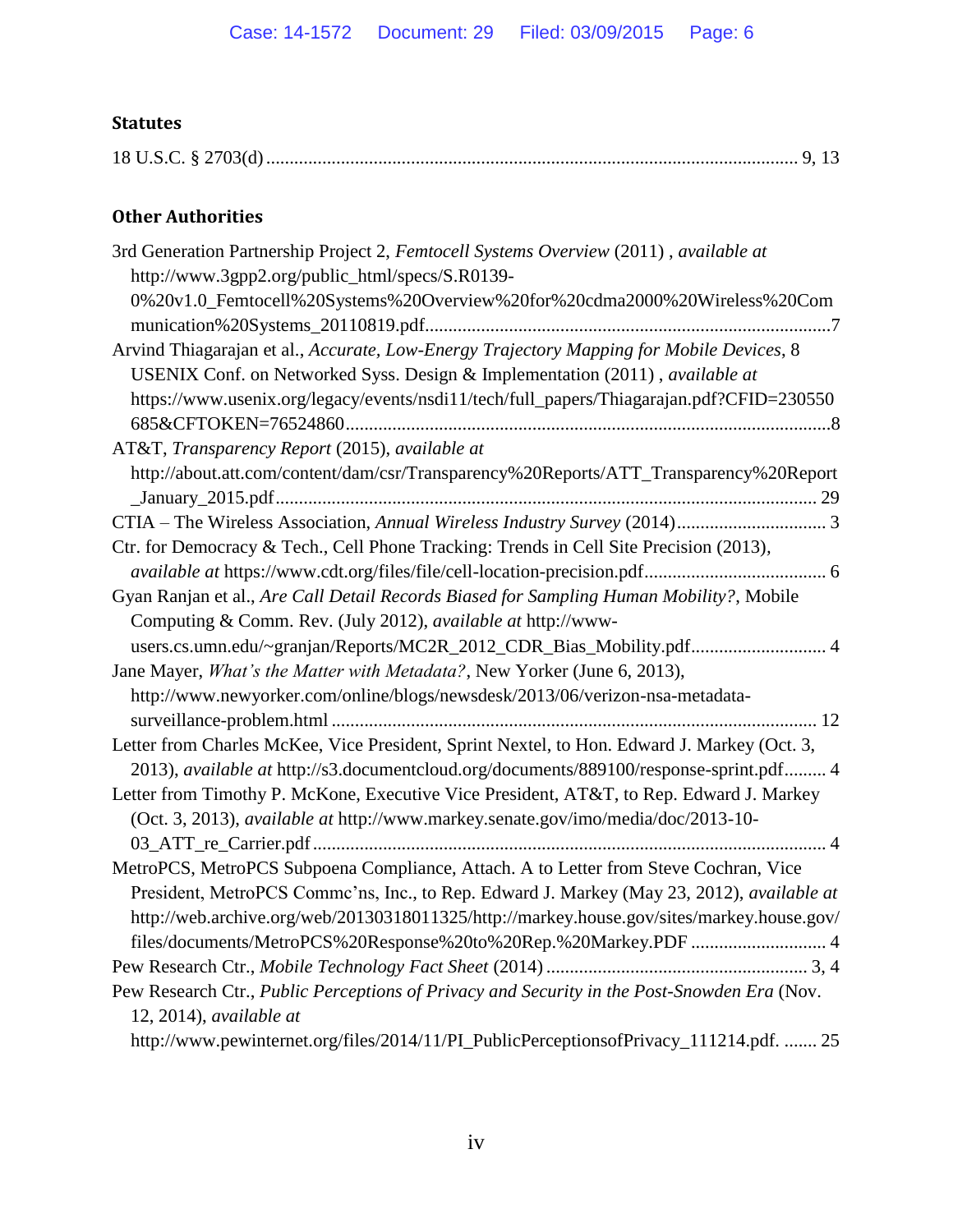**Statutes**

18 U.S.C. § 2703(d) ....................................................................................................... 9, 13

**Other Authorities**

3rd Generation Partnership Project 2, *Femtocell Systems Overview* (2011) , *available at* http://www.3gpp2.org/public_html/specs/S.R0139-0%20v1.0_Femtocell%20Systems%20Overview%20for%20cdma2000%20Wireless%20Communication%20Systems_20110819.pdf.......................................................................................7

Arvind Thiagarajan et al., *Accurate, Low-Energy Trajectory Mapping for Mobile Devices*, 8 USENIX Conf. on Networked Syss. Design & Implementation (2011) , *available at* https://www.usenix.org/legacy/events/nsdi11/tech/full_papers/Thiagarajan.pdf?CFID=230550685&CFTOKEN=76524860.......................................................................................................8

AT&T, *Transparency Report* (2015), *available at* http://about.att.com/content/dam/csr/Transparency%20Reports/ATT_Transparency%20Report_January_2015.pdf.................................................................................................................. 29

CTIA – The Wireless Association, *Annual Wireless Industry Survey* (2014)................................ 3

Ctr. for Democracy & Tech., Cell Phone Tracking: Trends in Cell Site Precision (2013), *available at* https://www.cdt.org/files/file/cell-location-precision.pdf....................................... 6

Gyan Ranjan et al., *Are Call Detail Records Biased for Sampling Human Mobility?*, Mobile Computing & Comm. Rev. (July 2012), *available at* http://www-users.cs.umn.edu/~granjan/Reports/MC2R_2012_CDR_Bias_Mobility.pdf............................. 4

Jane Mayer, *What's the Matter with Metadata?*, New Yorker (June 6, 2013), http://www.newyorker.com/online/blogs/newsdesk/2013/06/verizon-nsa-metadata-surveillance-problem.html ....................................................................................................... 12

Letter from Charles McKee, Vice President, Sprint Nextel, to Hon. Edward J. Markey (Oct. 3, 2013), *available at* http://s3.documentcloud.org/documents/889100/response-sprint.pdf......... 4

Letter from Timothy P. McKone, Executive Vice President, AT&T, to Rep. Edward J. Markey (Oct. 3, 2013), *available at* http://www.markey.senate.gov/imo/media/doc/2013-10-03_ATT_re_Carrier.pdf............................................................................................................. 4

MetroPCS, MetroPCS Subpoena Compliance, Attach. A to Letter from Steve Cochran, Vice President, MetroPCS Commc'ns, Inc., to Rep. Edward J. Markey (May 23, 2012), *available at* http://web.archive.org/web/20130318011325/http://markey.house.gov/sites/markey.house.gov/files/documents/MetroPCS%20Response%20to%20Rep.%20Markey.PDF ............................ 4

Pew Research Ctr., *Mobile Technology Fact Sheet* (2014) ....................................................... 3, 4

Pew Research Ctr., *Public Perceptions of Privacy and Security in the Post-Snowden Era* (Nov. 12, 2014), *available at* http://www.pewinternet.org/files/2014/11/PI_PublicPerceptionsofPrivacy_111214.pdf. ....... 25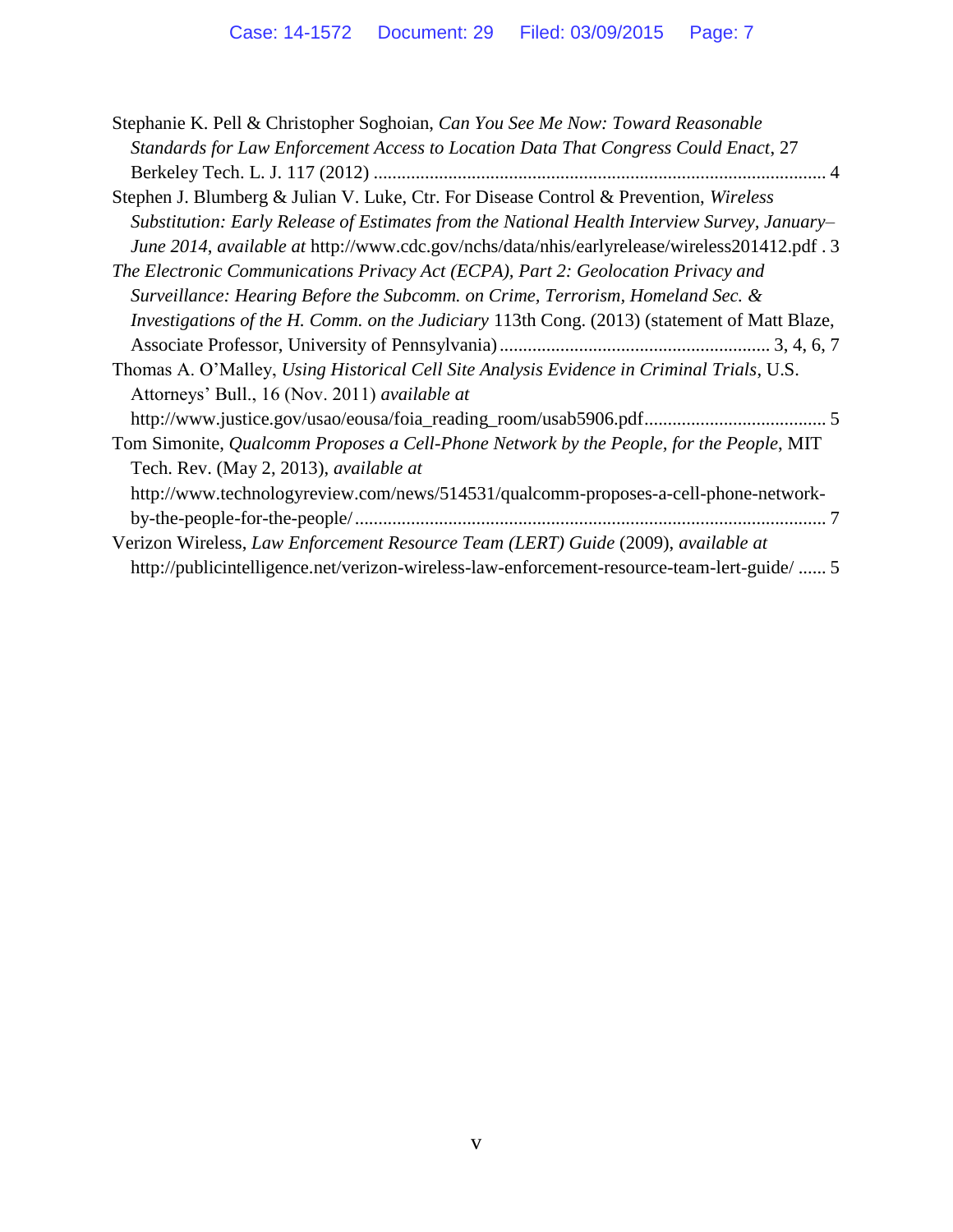Stephanie K. Pell & Christopher Soghoian, *Can You See Me Now: Toward Reasonable Standards for Law Enforcement Access to Location Data That Congress Could Enact*, 27 Berkeley Tech. L. J. 117 (2012) ................................................................................................ 4

Stephen J. Blumberg & Julian V. Luke, Ctr. For Disease Control & Prevention, *Wireless Substitution: Early Release of Estimates from the National Health Interview Survey, January–June 2014*, *available at* http://www.cdc.gov/nchs/data/nhis/earlyrelease/wireless201412.pdf . 3

*The Electronic Communications Privacy Act (ECPA), Part 2: Geolocation Privacy and Surveillance: Hearing Before the Subcomm. on Crime, Terrorism, Homeland Sec. & Investigations of the H. Comm. on the Judiciary* 113th Cong. (2013) (statement of Matt Blaze, Associate Professor, University of Pennsylvania) .......................................................... 3, 4, 6, 7

Thomas A. O'Malley, *Using Historical Cell Site Analysis Evidence in Criminal Trials*, U.S. Attorneys' Bull., 16 (Nov. 2011) *available at* http://www.justice.gov/usao/eousa/foia_reading_room/usab5906.pdf...................................... 5

Tom Simonite, *Qualcomm Proposes a Cell-Phone Network by the People, for the People*, MIT Tech. Rev. (May 2, 2013), *available at* http://www.technologyreview.com/news/514531/qualcomm-proposes-a-cell-phone-network-by-the-people-for-the-people/.................................................................................................... 7

Verizon Wireless, *Law Enforcement Resource Team (LERT) Guide* (2009), *available at* http://publicintelligence.net/verizon-wireless-law-enforcement-resource-team-lert-guide/ ...... 5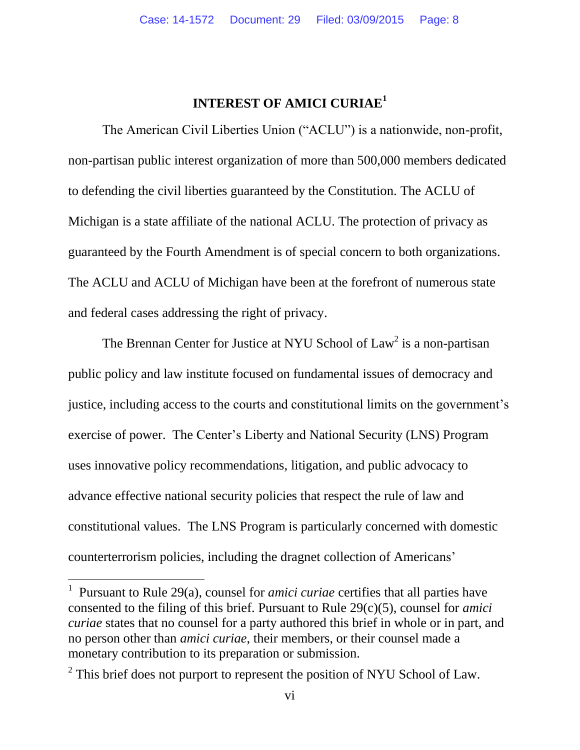## INTEREST OF AMICI CURIAE[1]

The American Civil Liberties Union ("ACLU") is a nationwide, non-profit, non-partisan public interest organization of more than 500,000 members dedicated to defending the civil liberties guaranteed by the Constitution. The ACLU of Michigan is a state affiliate of the national ACLU. The protection of privacy as guaranteed by the Fourth Amendment is of special concern to both organizations. The ACLU and ACLU of Michigan have been at the forefront of numerous state and federal cases addressing the right of privacy.

The Brennan Center for Justice at NYU School of Law[2] is a non-partisan public policy and law institute focused on fundamental issues of democracy and justice, including access to the courts and constitutional limits on the government's exercise of power. The Center's Liberty and National Security (LNS) Program uses innovative policy recommendations, litigation, and public advocacy to advance effective national security policies that respect the rule of law and constitutional values. The LNS Program is particularly concerned with domestic counterterrorism policies, including the dragnet collection of Americans'

---

[1] Pursuant to Rule 29(a), counsel for *amici curiae* certifies that all parties have consented to the filing of this brief. Pursuant to Rule 29(c)(5), counsel for *amici curiae* states that no counsel for a party authored this brief in whole or in part, and no person other than *amici curiae*, their members, or their counsel made a monetary contribution to its preparation or submission.

[2] This brief does not purport to represent the position of NYU School of Law.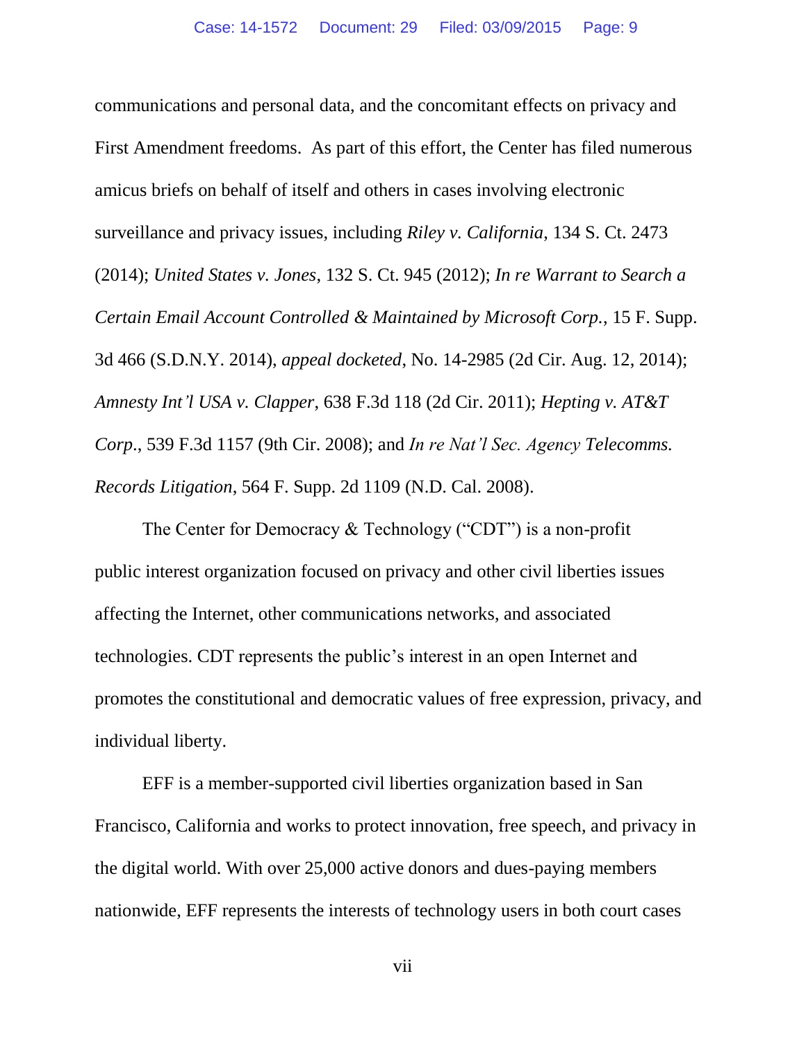communications and personal data, and the concomitant effects on privacy and First Amendment freedoms. As part of this effort, the Center has filed numerous amicus briefs on behalf of itself and others in cases involving electronic surveillance and privacy issues, including *Riley v. California*, 134 S. Ct. 2473 (2014); *United States v. Jones*, 132 S. Ct. 945 (2012); *In re Warrant to Search a Certain Email Account Controlled & Maintained by Microsoft Corp.*, 15 F. Supp. 3d 466 (S.D.N.Y. 2014), *appeal docketed*, No. 14-2985 (2d Cir. Aug. 12, 2014); *Amnesty Int'l USA v. Clapper*, 638 F.3d 118 (2d Cir. 2011); *Hepting v. AT&T Corp*., 539 F.3d 1157 (9th Cir. 2008); and *In re Nat'l Sec. Agency Telecomms. Records Litigation*, 564 F. Supp. 2d 1109 (N.D. Cal. 2008).

The Center for Democracy & Technology ("CDT") is a non-profit public interest organization focused on privacy and other civil liberties issues affecting the Internet, other communications networks, and associated technologies. CDT represents the public's interest in an open Internet and promotes the constitutional and democratic values of free expression, privacy, and individual liberty.

EFF is a member-supported civil liberties organization based in San Francisco, California and works to protect innovation, free speech, and privacy in the digital world. With over 25,000 active donors and dues-paying members nationwide, EFF represents the interests of technology users in both court cases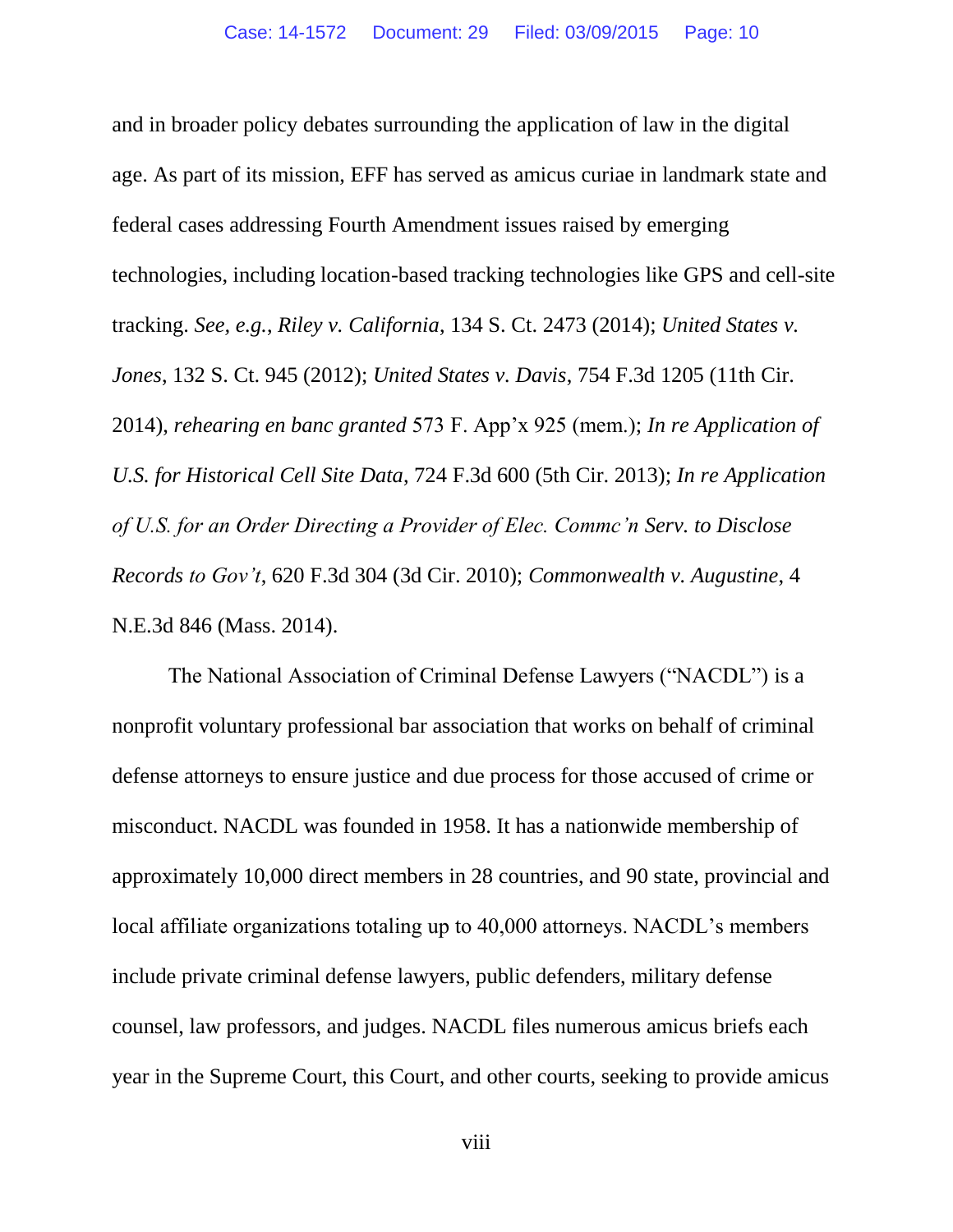and in broader policy debates surrounding the application of law in the digital age. As part of its mission, EFF has served as amicus curiae in landmark state and federal cases addressing Fourth Amendment issues raised by emerging technologies, including location-based tracking technologies like GPS and cell-site tracking. *See, e.g.*, *Riley v. California*, 134 S. Ct. 2473 (2014); *United States v. Jones*, 132 S. Ct. 945 (2012); *United States v. Davis*, 754 F.3d 1205 (11th Cir. 2014), *rehearing en banc granted* 573 F. App'x 925 (mem.); *In re Application of U.S. for Historical Cell Site Data*, 724 F.3d 600 (5th Cir. 2013); *In re Application of U.S. for an Order Directing a Provider of Elec. Commc'n Serv. to Disclose Records to Gov't*, 620 F.3d 304 (3d Cir. 2010); *Commonwealth v. Augustine*, 4 N.E.3d 846 (Mass. 2014).

The National Association of Criminal Defense Lawyers ("NACDL") is a nonprofit voluntary professional bar association that works on behalf of criminal defense attorneys to ensure justice and due process for those accused of crime or misconduct. NACDL was founded in 1958. It has a nationwide membership of approximately 10,000 direct members in 28 countries, and 90 state, provincial and local affiliate organizations totaling up to 40,000 attorneys. NACDL's members include private criminal defense lawyers, public defenders, military defense counsel, law professors, and judges. NACDL files numerous amicus briefs each year in the Supreme Court, this Court, and other courts, seeking to provide amicus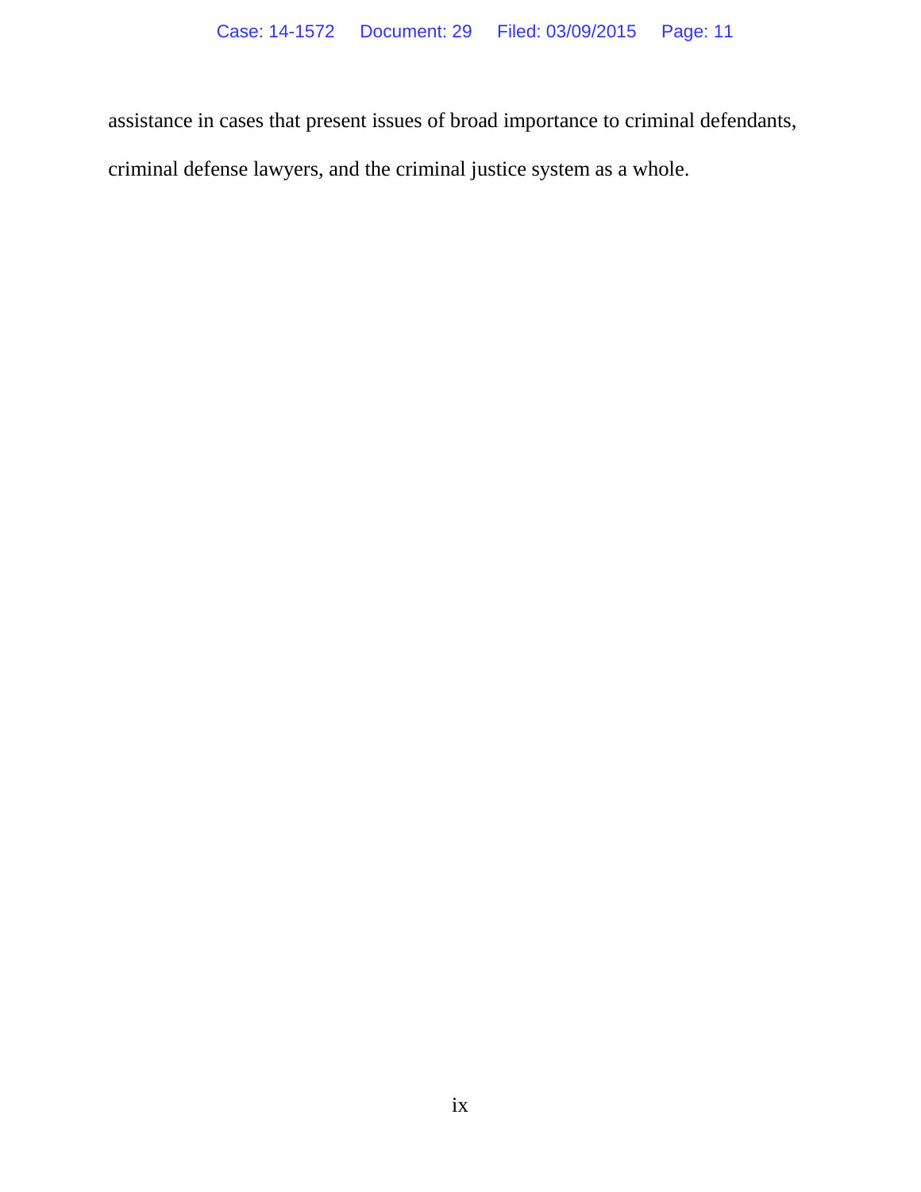assistance in cases that present issues of broad importance to criminal defendants, criminal defense lawyers, and the criminal justice system as a whole.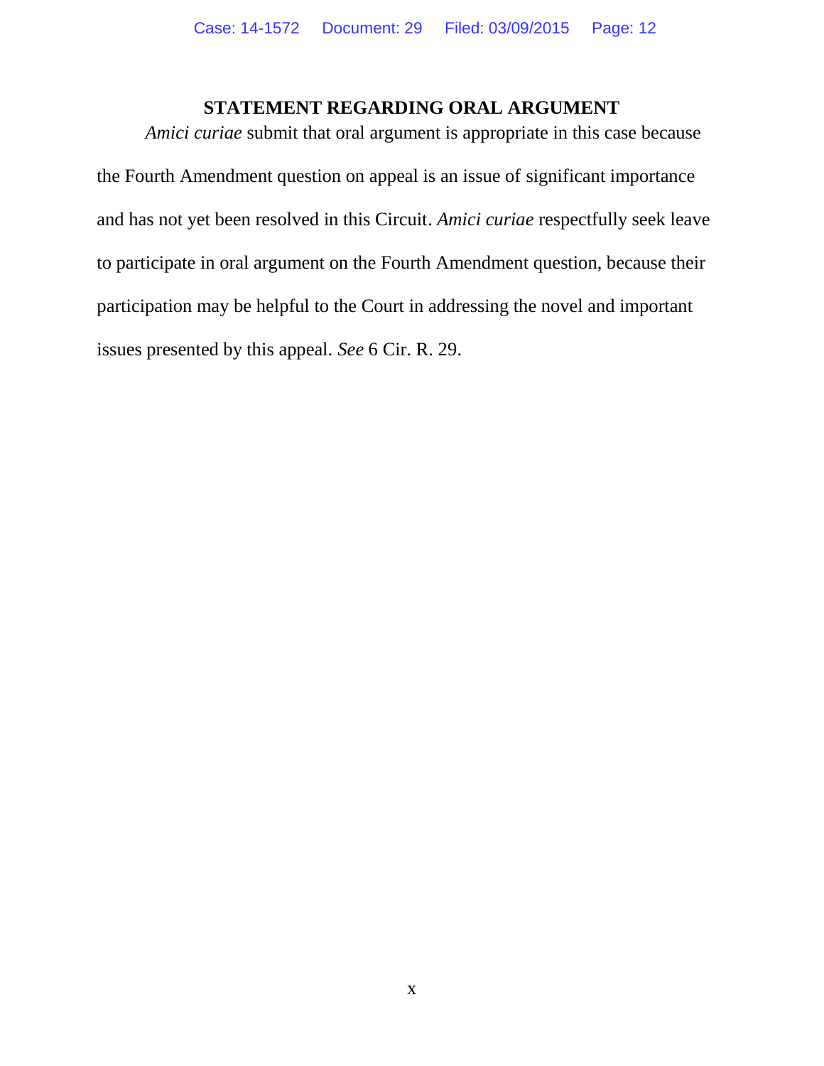## STATEMENT REGARDING ORAL ARGUMENT

*Amici curiae* submit that oral argument is appropriate in this case because the Fourth Amendment question on appeal is an issue of significant importance and has not yet been resolved in this Circuit. *Amici curiae* respectfully seek leave to participate in oral argument on the Fourth Amendment question, because their participation may be helpful to the Court in addressing the novel and important issues presented by this appeal. *See* 6 Cir. R. 29.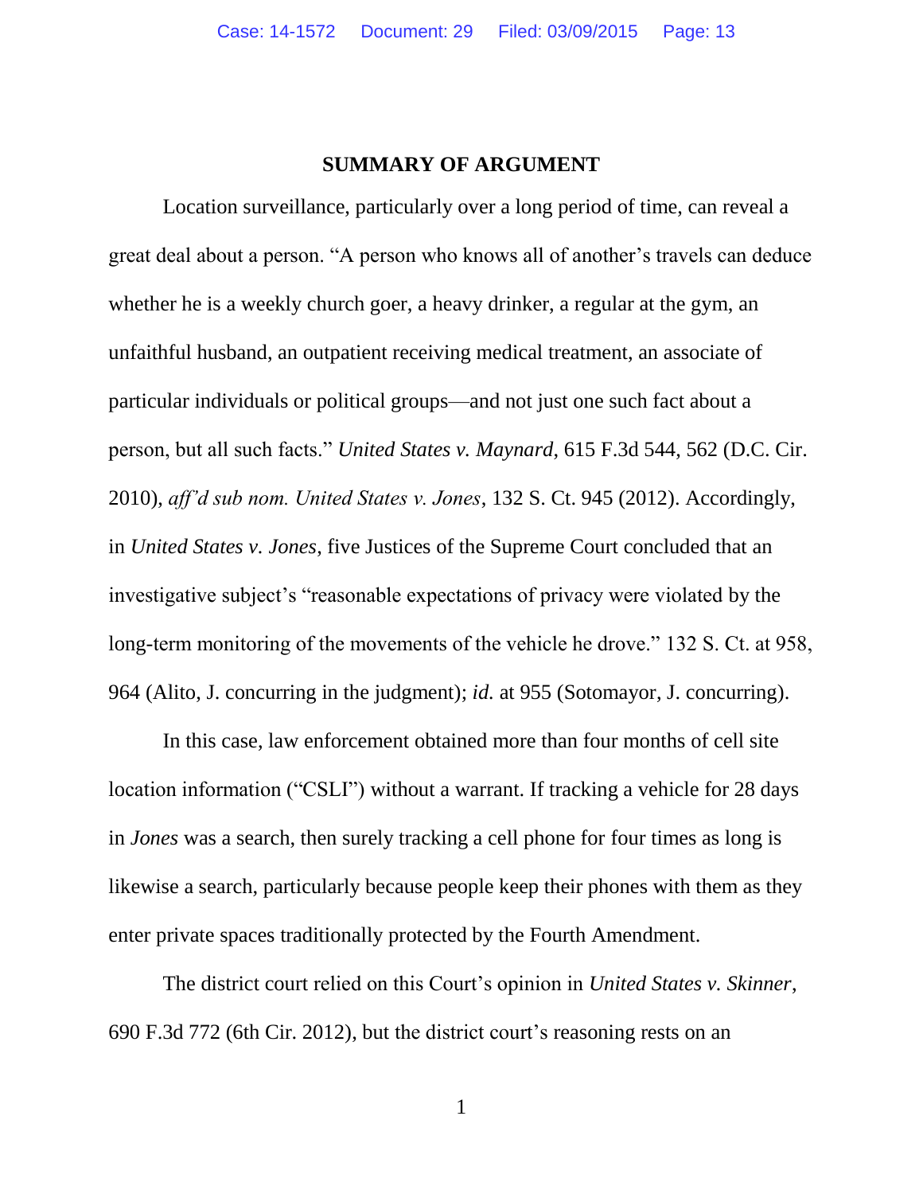## SUMMARY OF ARGUMENT

Location surveillance, particularly over a long period of time, can reveal a great deal about a person. "A person who knows all of another's travels can deduce whether he is a weekly church goer, a heavy drinker, a regular at the gym, an unfaithful husband, an outpatient receiving medical treatment, an associate of particular individuals or political groups—and not just one such fact about a person, but all such facts." *United States v. Maynard*, 615 F.3d 544, 562 (D.C. Cir. 2010), *aff'd sub nom. United States v. Jones*, 132 S. Ct. 945 (2012). Accordingly, in *United States v. Jones*, five Justices of the Supreme Court concluded that an investigative subject's "reasonable expectations of privacy were violated by the long-term monitoring of the movements of the vehicle he drove." 132 S. Ct. at 958, 964 (Alito, J. concurring in the judgment); *id.* at 955 (Sotomayor, J. concurring).

In this case, law enforcement obtained more than four months of cell site location information ("CSLI") without a warrant. If tracking a vehicle for 28 days in *Jones* was a search, then surely tracking a cell phone for four times as long is likewise a search, particularly because people keep their phones with them as they enter private spaces traditionally protected by the Fourth Amendment.

The district court relied on this Court's opinion in *United States v. Skinner*, 690 F.3d 772 (6th Cir. 2012), but the district court's reasoning rests on an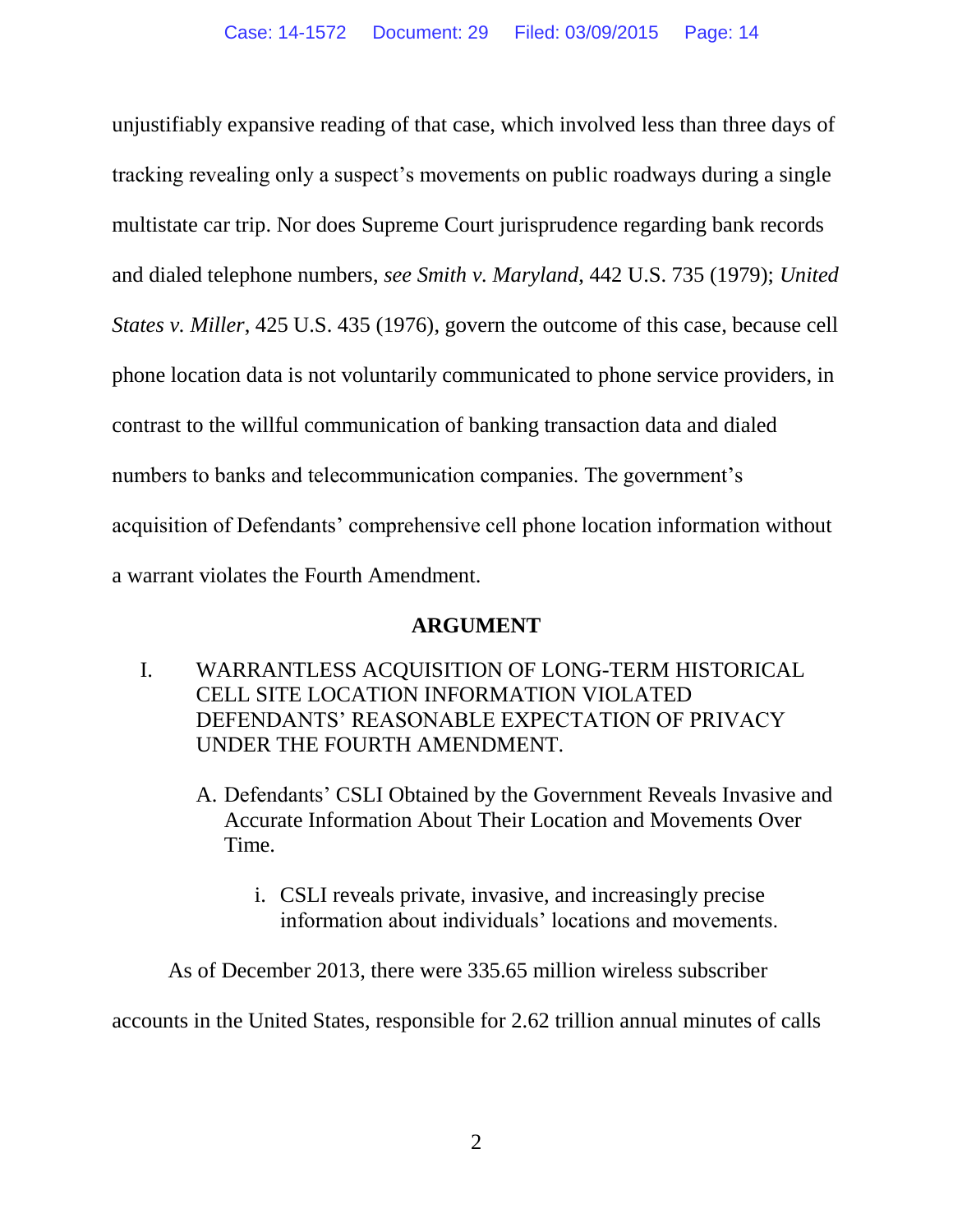unjustifiably expansive reading of that case, which involved less than three days of tracking revealing only a suspect's movements on public roadways during a single multistate car trip. Nor does Supreme Court jurisprudence regarding bank records and dialed telephone numbers, *see Smith v. Maryland*, 442 U.S. 735 (1979); *United States v. Miller*, 425 U.S. 435 (1976), govern the outcome of this case, because cell phone location data is not voluntarily communicated to phone service providers, in contrast to the willful communication of banking transaction data and dialed numbers to banks and telecommunication companies. The government's acquisition of Defendants' comprehensive cell phone location information without a warrant violates the Fourth Amendment.

## ARGUMENT

### I. WARRANTLESS ACQUISITION OF LONG-TERM HISTORICAL CELL SITE LOCATION INFORMATION VIOLATED DEFENDANTS' REASONABLE EXPECTATION OF PRIVACY UNDER THE FOURTH AMENDMENT.

#### A. Defendants' CSLI Obtained by the Government Reveals Invasive and Accurate Information About Their Location and Movements Over Time.

##### i. CSLI reveals private, invasive, and increasingly precise information about individuals' locations and movements.

As of December 2013, there were 335.65 million wireless subscriber accounts in the United States, responsible for 2.62 trillion annual minutes of calls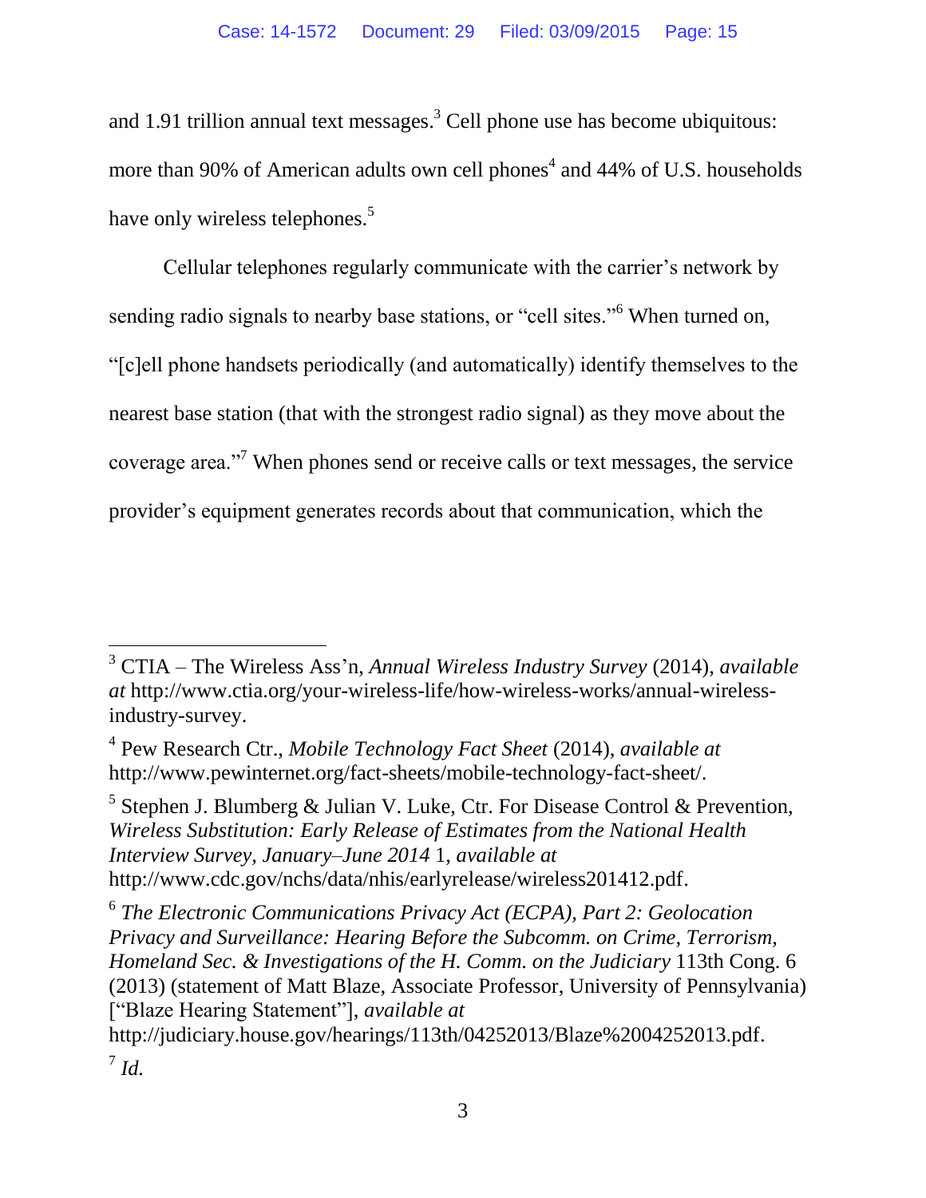and 1.91 trillion annual text messages.[3] Cell phone use has become ubiquitous: more than 90% of American adults own cell phones[4] and 44% of U.S. households have only wireless telephones.[5]

Cellular telephones regularly communicate with the carrier's network by sending radio signals to nearby base stations, or "cell sites."[6] When turned on, "[c]ell phone handsets periodically (and automatically) identify themselves to the nearest base station (that with the strongest radio signal) as they move about the coverage area."[7] When phones send or receive calls or text messages, the service provider's equipment generates records about that communication, which the

---

[3] CTIA – The Wireless Ass'n, *Annual Wireless Industry Survey* (2014), *available at* http://www.ctia.org/your-wireless-life/how-wireless-works/annual-wireless-industry-survey.

[4] Pew Research Ctr., *Mobile Technology Fact Sheet* (2014), *available at* http://www.pewinternet.org/fact-sheets/mobile-technology-fact-sheet/.

[5] Stephen J. Blumberg & Julian V. Luke, Ctr. For Disease Control & Prevention, *Wireless Substitution: Early Release of Estimates from the National Health Interview Survey, January–June 2014* 1, *available at* http://www.cdc.gov/nchs/data/nhis/earlyrelease/wireless201412.pdf.

[6] *The Electronic Communications Privacy Act (ECPA), Part 2: Geolocation Privacy and Surveillance: Hearing Before the Subcomm. on Crime, Terrorism, Homeland Sec. & Investigations of the H. Comm. on the Judiciary* 113th Cong. 6 (2013) (statement of Matt Blaze, Associate Professor, University of Pennsylvania) ["Blaze Hearing Statement"], *available at* http://judiciary.house.gov/hearings/113th/04252013/Blaze%2004252013.pdf.

[7] *Id.*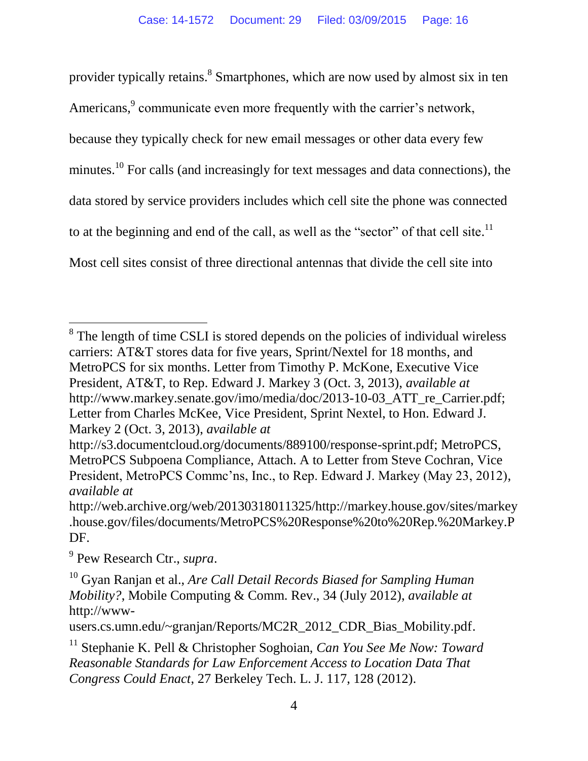provider typically retains.[8] Smartphones, which are now used by almost six in ten Americans,[9] communicate even more frequently with the carrier's network, because they typically check for new email messages or other data every few minutes.[10] For calls (and increasingly for text messages and data connections), the data stored by service providers includes which cell site the phone was connected to at the beginning and end of the call, as well as the "sector" of that cell site.[11] Most cell sites consist of three directional antennas that divide the cell site into

---

[8] The length of time CSLI is stored depends on the policies of individual wireless carriers: AT&T stores data for five years, Sprint/Nextel for 18 months, and MetroPCS for six months. Letter from Timothy P. McKone, Executive Vice President, AT&T, to Rep. Edward J. Markey 3 (Oct. 3, 2013), *available at* http://www.markey.senate.gov/imo/media/doc/2013-10-03_ATT_re_Carrier.pdf; Letter from Charles McKee, Vice President, Sprint Nextel, to Hon. Edward J. Markey 2 (Oct. 3, 2013), *available at* http://s3.documentcloud.org/documents/889100/response-sprint.pdf; MetroPCS, MetroPCS Subpoena Compliance, Attach. A to Letter from Steve Cochran, Vice President, MetroPCS Commc'ns, Inc., to Rep. Edward J. Markey (May 23, 2012), *available at* http://web.archive.org/web/20130318011325/http://markey.house.gov/sites/markey.house.gov/files/documents/MetroPCS%20Response%20to%20Rep.%20Markey.PDF.

[9] Pew Research Ctr., *supra*.

[10] Gyan Ranjan et al., *Are Call Detail Records Biased for Sampling Human Mobility?*, Mobile Computing & Comm. Rev., 34 (July 2012), *available at* http://www-users.cs.umn.edu/~granjan/Reports/MC2R_2012_CDR_Bias_Mobility.pdf.

[11] Stephanie K. Pell & Christopher Soghoian, *Can You See Me Now: Toward Reasonable Standards for Law Enforcement Access to Location Data That Congress Could Enact*, 27 Berkeley Tech. L. J. 117, 128 (2012).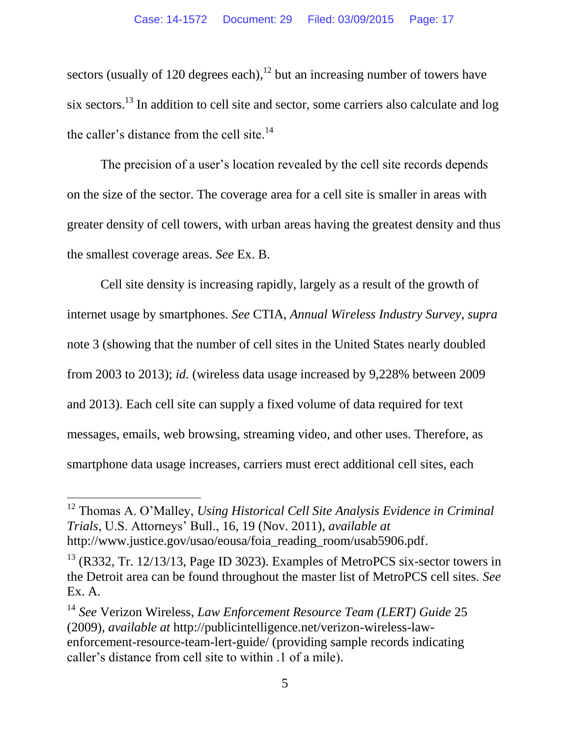sectors (usually of 120 degrees each),[12] but an increasing number of towers have six sectors.[13] In addition to cell site and sector, some carriers also calculate and log the caller's distance from the cell site.[14]

The precision of a user's location revealed by the cell site records depends on the size of the sector. The coverage area for a cell site is smaller in areas with greater density of cell towers, with urban areas having the greatest density and thus the smallest coverage areas. *See* Ex. B.

Cell site density is increasing rapidly, largely as a result of the growth of internet usage by smartphones. *See* CTIA, *Annual Wireless Industry Survey*, *supra* note 3 (showing that the number of cell sites in the United States nearly doubled from 2003 to 2013); *id.* (wireless data usage increased by 9,228% between 2009 and 2013). Each cell site can supply a fixed volume of data required for text messages, emails, web browsing, streaming video, and other uses. Therefore, as smartphone data usage increases, carriers must erect additional cell sites, each

---

[12] Thomas A. O'Malley, *Using Historical Cell Site Analysis Evidence in Criminal Trials*, U.S. Attorneys' Bull., 16, 19 (Nov. 2011), *available at* http://www.justice.gov/usao/eousa/foia_reading_room/usab5906.pdf.

[13] (R332, Tr. 12/13/13, Page ID 3023). Examples of MetroPCS six-sector towers in the Detroit area can be found throughout the master list of MetroPCS cell sites. *See* Ex. A.

[14] *See* Verizon Wireless, *Law Enforcement Resource Team (LERT) Guide* 25 (2009), *available at* http://publicintelligence.net/verizon-wireless-law-enforcement-resource-team-lert-guide/ (providing sample records indicating caller's distance from cell site to within .1 of a mile).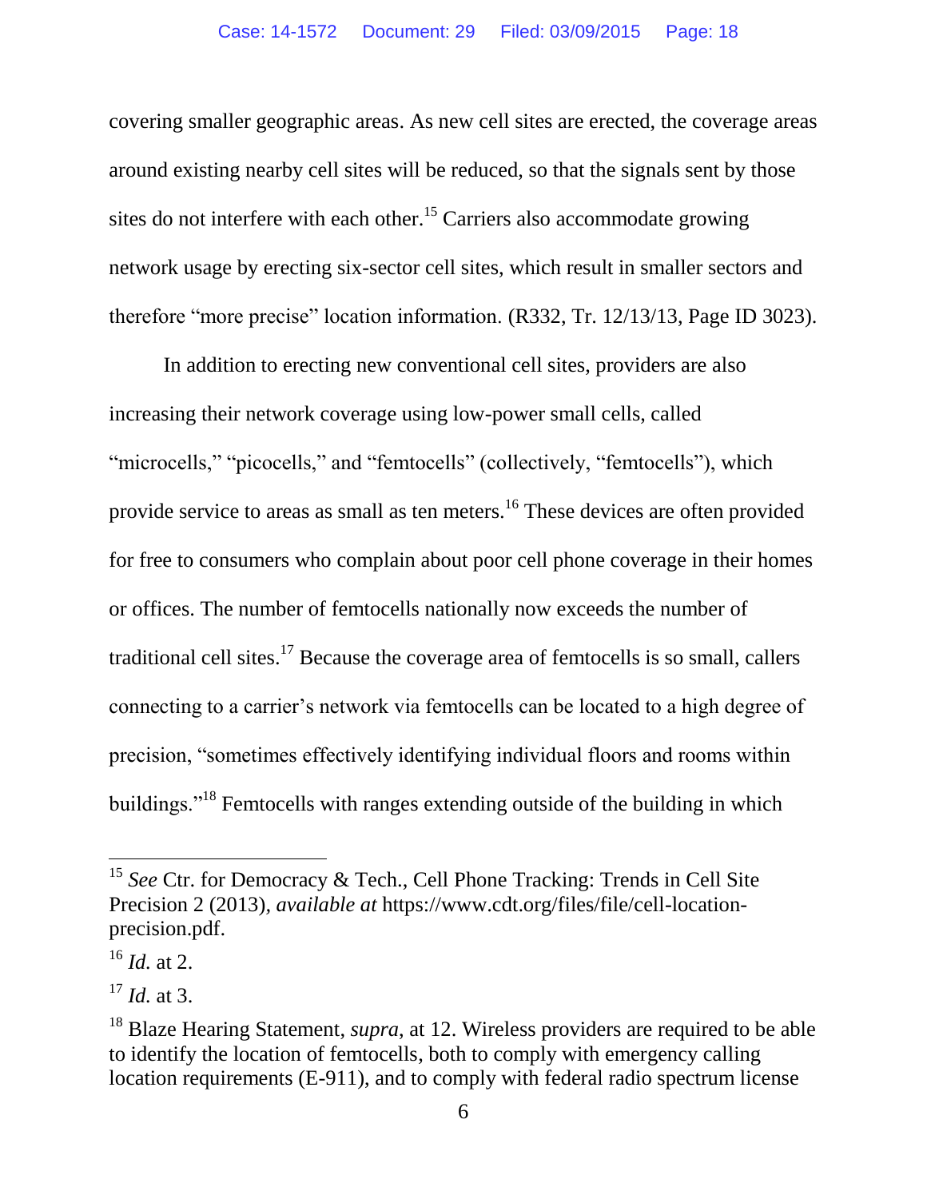covering smaller geographic areas. As new cell sites are erected, the coverage areas around existing nearby cell sites will be reduced, so that the signals sent by those sites do not interfere with each other.[15] Carriers also accommodate growing network usage by erecting six-sector cell sites, which result in smaller sectors and therefore "more precise" location information. (R332, Tr. 12/13/13, Page ID 3023).

In addition to erecting new conventional cell sites, providers are also increasing their network coverage using low-power small cells, called "microcells," "picocells," and "femtocells" (collectively, "femtocells"), which provide service to areas as small as ten meters.[16] These devices are often provided for free to consumers who complain about poor cell phone coverage in their homes or offices. The number of femtocells nationally now exceeds the number of traditional cell sites.[17] Because the coverage area of femtocells is so small, callers connecting to a carrier's network via femtocells can be located to a high degree of precision, "sometimes effectively identifying individual floors and rooms within buildings."[18] Femtocells with ranges extending outside of the building in which

---

[15] *See* Ctr. for Democracy & Tech., Cell Phone Tracking: Trends in Cell Site Precision 2 (2013), *available at* https://www.cdt.org/files/file/cell-location-precision.pdf.

[16] *Id.* at 2.

[17] *Id.* at 3.

[18] Blaze Hearing Statement, *supra*, at 12. Wireless providers are required to be able to identify the location of femtocells, both to comply with emergency calling location requirements (E-911), and to comply with federal radio spectrum license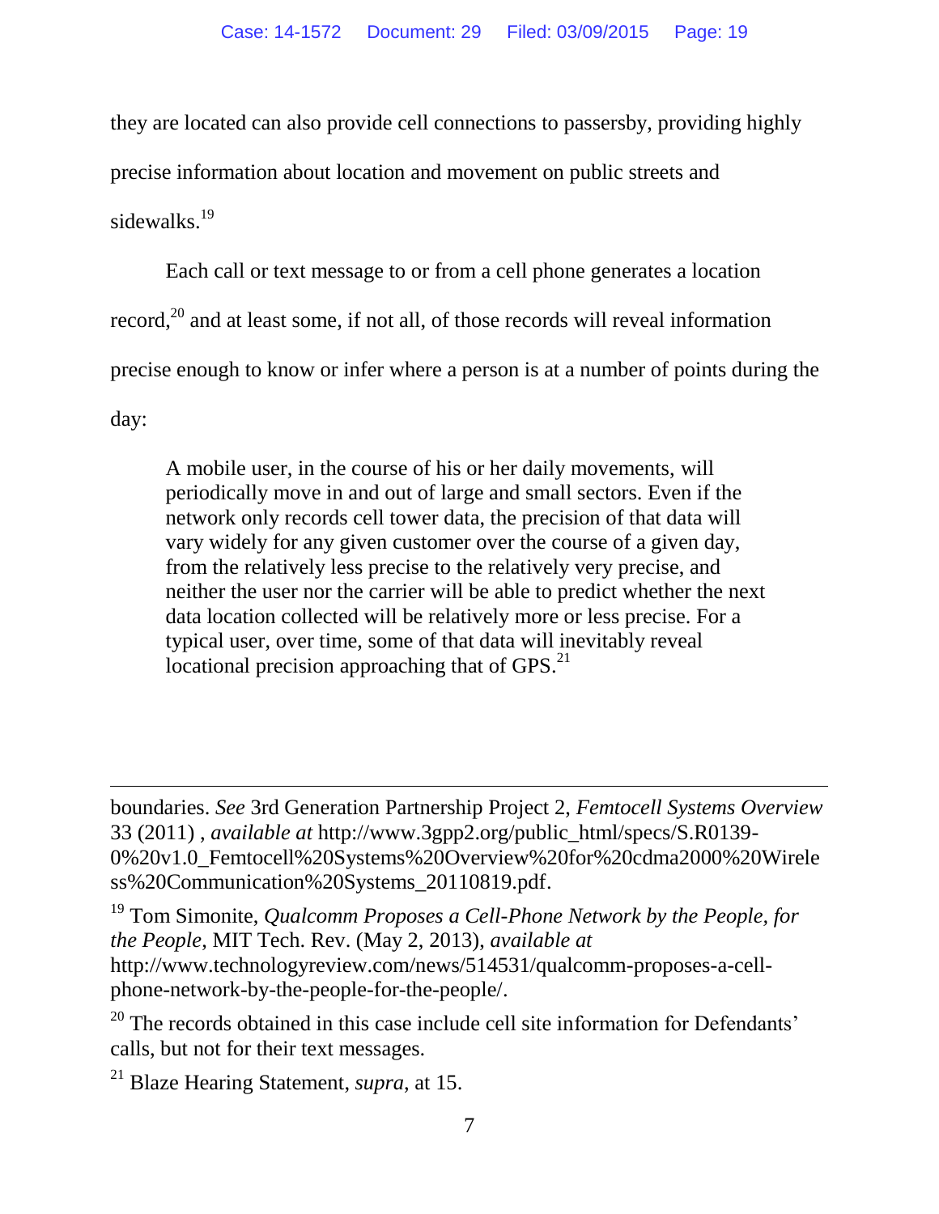they are located can also provide cell connections to passersby, providing highly precise information about location and movement on public streets and sidewalks.[19]

Each call or text message to or from a cell phone generates a location record,[20] and at least some, if not all, of those records will reveal information precise enough to know or infer where a person is at a number of points during the day:

> A mobile user, in the course of his or her daily movements, will periodically move in and out of large and small sectors. Even if the network only records cell tower data, the precision of that data will vary widely for any given customer over the course of a given day, from the relatively less precise to the relatively very precise, and neither the user nor the carrier will be able to predict whether the next data location collected will be relatively more or less precise. For a typical user, over time, some of that data will inevitably reveal locational precision approaching that of GPS.[21]

---

boundaries. *See* 3rd Generation Partnership Project 2, *Femtocell Systems Overview* 33 (2011) , *available at* http://www.3gpp2.org/public_html/specs/S.R0139-0%20v1.0_Femtocell%20Systems%20Overview%20for%20cdma2000%20Wireless%20Communication%20Systems_20110819.pdf.

[19] Tom Simonite, *Qualcomm Proposes a Cell-Phone Network by the People, for the People*, MIT Tech. Rev. (May 2, 2013), *available at* http://www.technologyreview.com/news/514531/qualcomm-proposes-a-cell-phone-network-by-the-people-for-the-people/.

[20] The records obtained in this case include cell site information for Defendants' calls, but not for their text messages.

[21] Blaze Hearing Statement, *supra*, at 15.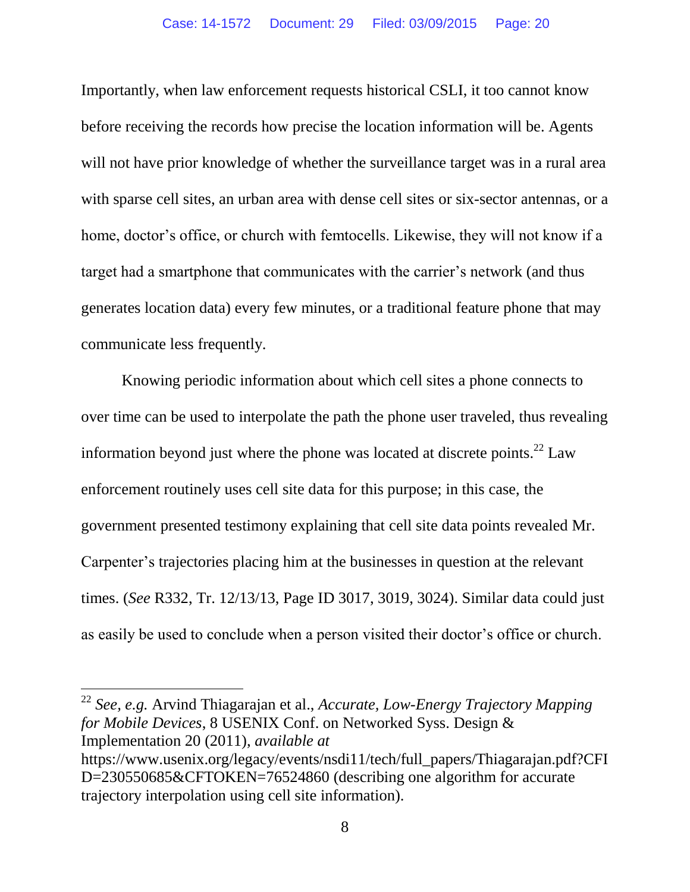Importantly, when law enforcement requests historical CSLI, it too cannot know before receiving the records how precise the location information will be. Agents will not have prior knowledge of whether the surveillance target was in a rural area with sparse cell sites, an urban area with dense cell sites or six-sector antennas, or a home, doctor's office, or church with femtocells. Likewise, they will not know if a target had a smartphone that communicates with the carrier's network (and thus generates location data) every few minutes, or a traditional feature phone that may communicate less frequently.

Knowing periodic information about which cell sites a phone connects to over time can be used to interpolate the path the phone user traveled, thus revealing information beyond just where the phone was located at discrete points.[22] Law enforcement routinely uses cell site data for this purpose; in this case, the government presented testimony explaining that cell site data points revealed Mr. Carpenter's trajectories placing him at the businesses in question at the relevant times. (*See* R332, Tr. 12/13/13, Page ID 3017, 3019, 3024). Similar data could just as easily be used to conclude when a person visited their doctor's office or church.

---

[22] *See, e.g.* Arvind Thiagarajan et al., *Accurate, Low-Energy Trajectory Mapping for Mobile Devices*, 8 USENIX Conf. on Networked Syss. Design & Implementation 20 (2011), *available at* https://www.usenix.org/legacy/events/nsdi11/tech/full_papers/Thiagarajan.pdf?CFID=230550685&CFTOKEN=76524860 (describing one algorithm for accurate trajectory interpolation using cell site information).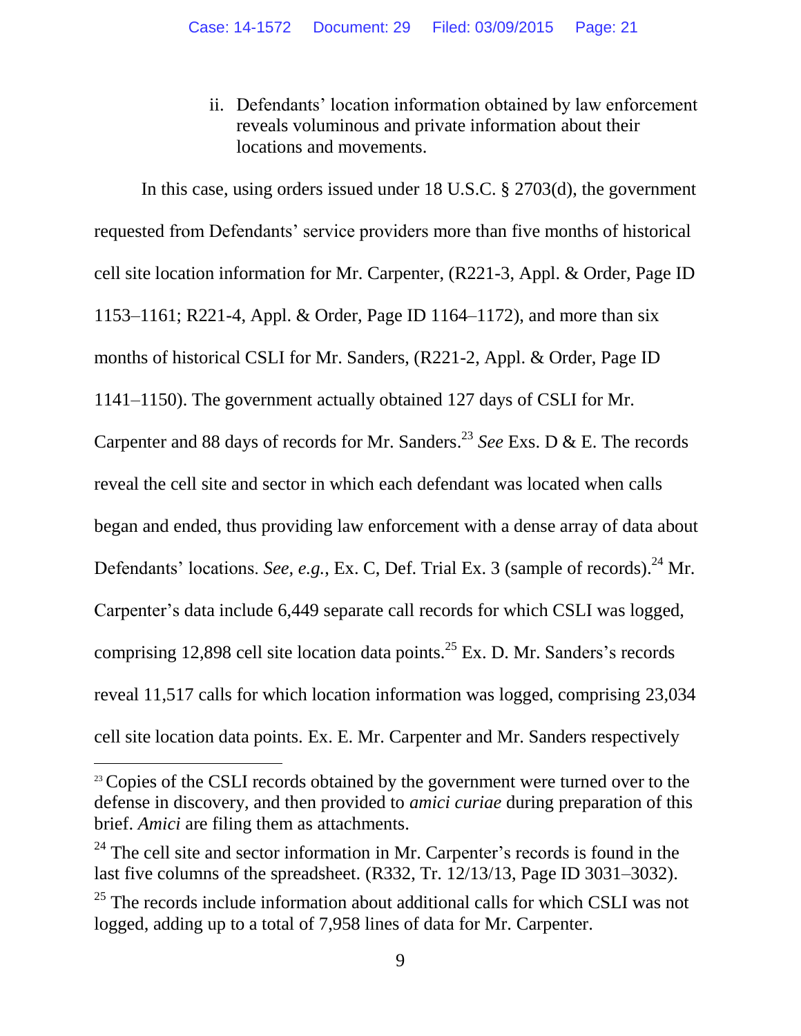ii. Defendants' location information obtained by law enforcement reveals voluminous and private information about their locations and movements.

In this case, using orders issued under 18 U.S.C. § 2703(d), the government requested from Defendants' service providers more than five months of historical cell site location information for Mr. Carpenter, (R221-3, Appl. & Order, Page ID 1153–1161; R221-4, Appl. & Order, Page ID 1164–1172), and more than six months of historical CSLI for Mr. Sanders, (R221-2, Appl. & Order, Page ID 1141–1150). The government actually obtained 127 days of CSLI for Mr. Carpenter and 88 days of records for Mr. Sanders.[23] *See* Exs. D & E. The records reveal the cell site and sector in which each defendant was located when calls began and ended, thus providing law enforcement with a dense array of data about Defendants' locations. *See, e.g.*, Ex. C, Def. Trial Ex. 3 (sample of records).[24] Mr. Carpenter's data include 6,449 separate call records for which CSLI was logged, comprising 12,898 cell site location data points.[25] Ex. D. Mr. Sanders's records reveal 11,517 calls for which location information was logged, comprising 23,034 cell site location data points. Ex. E. Mr. Carpenter and Mr. Sanders respectively

---

[23] Copies of the CSLI records obtained by the government were turned over to the defense in discovery, and then provided to *amici curiae* during preparation of this brief. *Amici* are filing them as attachments.

[24] The cell site and sector information in Mr. Carpenter's records is found in the last five columns of the spreadsheet. (R332, Tr. 12/13/13, Page ID 3031–3032).

[25] The records include information about additional calls for which CSLI was not logged, adding up to a total of 7,958 lines of data for Mr. Carpenter.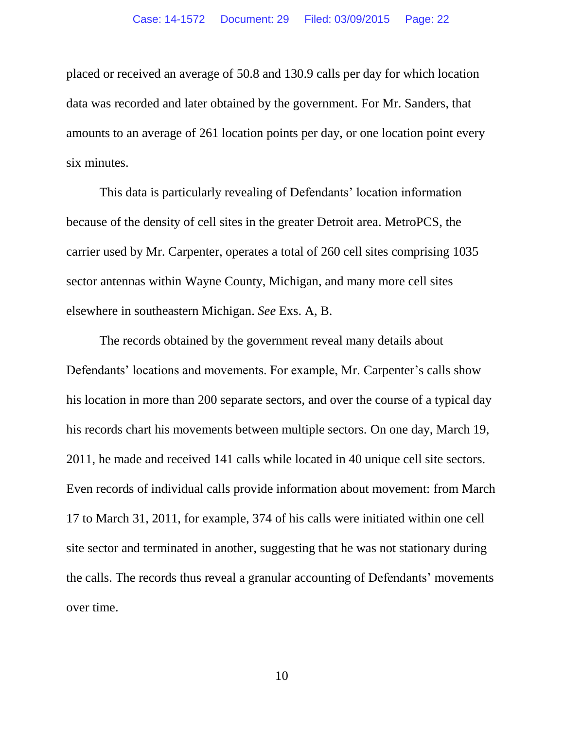placed or received an average of 50.8 and 130.9 calls per day for which location data was recorded and later obtained by the government. For Mr. Sanders, that amounts to an average of 261 location points per day, or one location point every six minutes.

This data is particularly revealing of Defendants' location information because of the density of cell sites in the greater Detroit area. MetroPCS, the carrier used by Mr. Carpenter, operates a total of 260 cell sites comprising 1035 sector antennas within Wayne County, Michigan, and many more cell sites elsewhere in southeastern Michigan. *See* Exs. A, B.

The records obtained by the government reveal many details about Defendants' locations and movements. For example, Mr. Carpenter's calls show his location in more than 200 separate sectors, and over the course of a typical day his records chart his movements between multiple sectors. On one day, March 19, 2011, he made and received 141 calls while located in 40 unique cell site sectors. Even records of individual calls provide information about movement: from March 17 to March 31, 2011, for example, 374 of his calls were initiated within one cell site sector and terminated in another, suggesting that he was not stationary during the calls. The records thus reveal a granular accounting of Defendants' movements over time.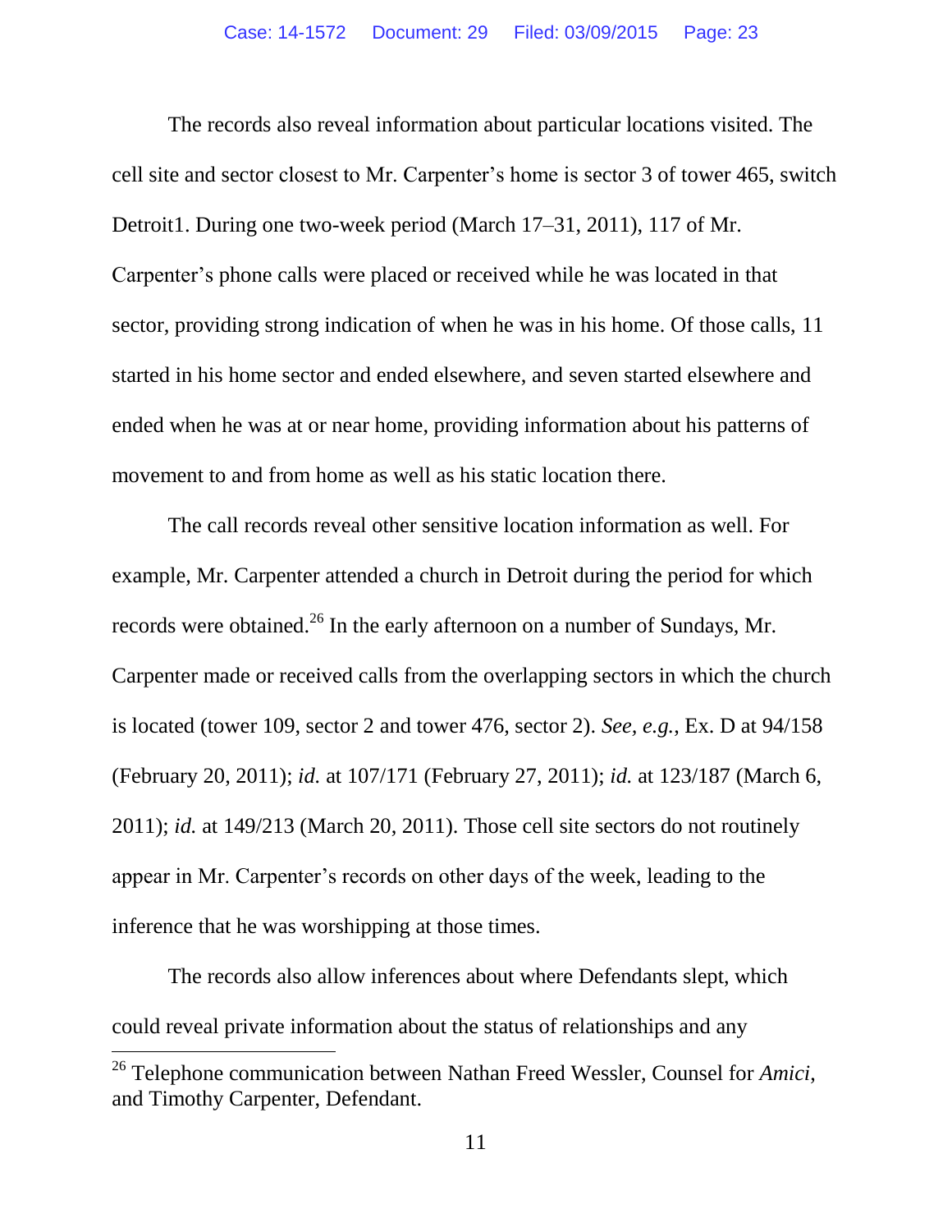The records also reveal information about particular locations visited. The cell site and sector closest to Mr. Carpenter's home is sector 3 of tower 465, switch Detroit1. During one two-week period (March 17–31, 2011), 117 of Mr. Carpenter's phone calls were placed or received while he was located in that sector, providing strong indication of when he was in his home. Of those calls, 11 started in his home sector and ended elsewhere, and seven started elsewhere and ended when he was at or near home, providing information about his patterns of movement to and from home as well as his static location there.

The call records reveal other sensitive location information as well. For example, Mr. Carpenter attended a church in Detroit during the period for which records were obtained.[26] In the early afternoon on a number of Sundays, Mr. Carpenter made or received calls from the overlapping sectors in which the church is located (tower 109, sector 2 and tower 476, sector 2). *See, e.g.*, Ex. D at 94/158 (February 20, 2011); *id.* at 107/171 (February 27, 2011); *id.* at 123/187 (March 6, 2011); *id.* at 149/213 (March 20, 2011). Those cell site sectors do not routinely appear in Mr. Carpenter's records on other days of the week, leading to the inference that he was worshipping at those times.

The records also allow inferences about where Defendants slept, which could reveal private information about the status of relationships and any

---

[26] Telephone communication between Nathan Freed Wessler, Counsel for *Amici*, and Timothy Carpenter, Defendant.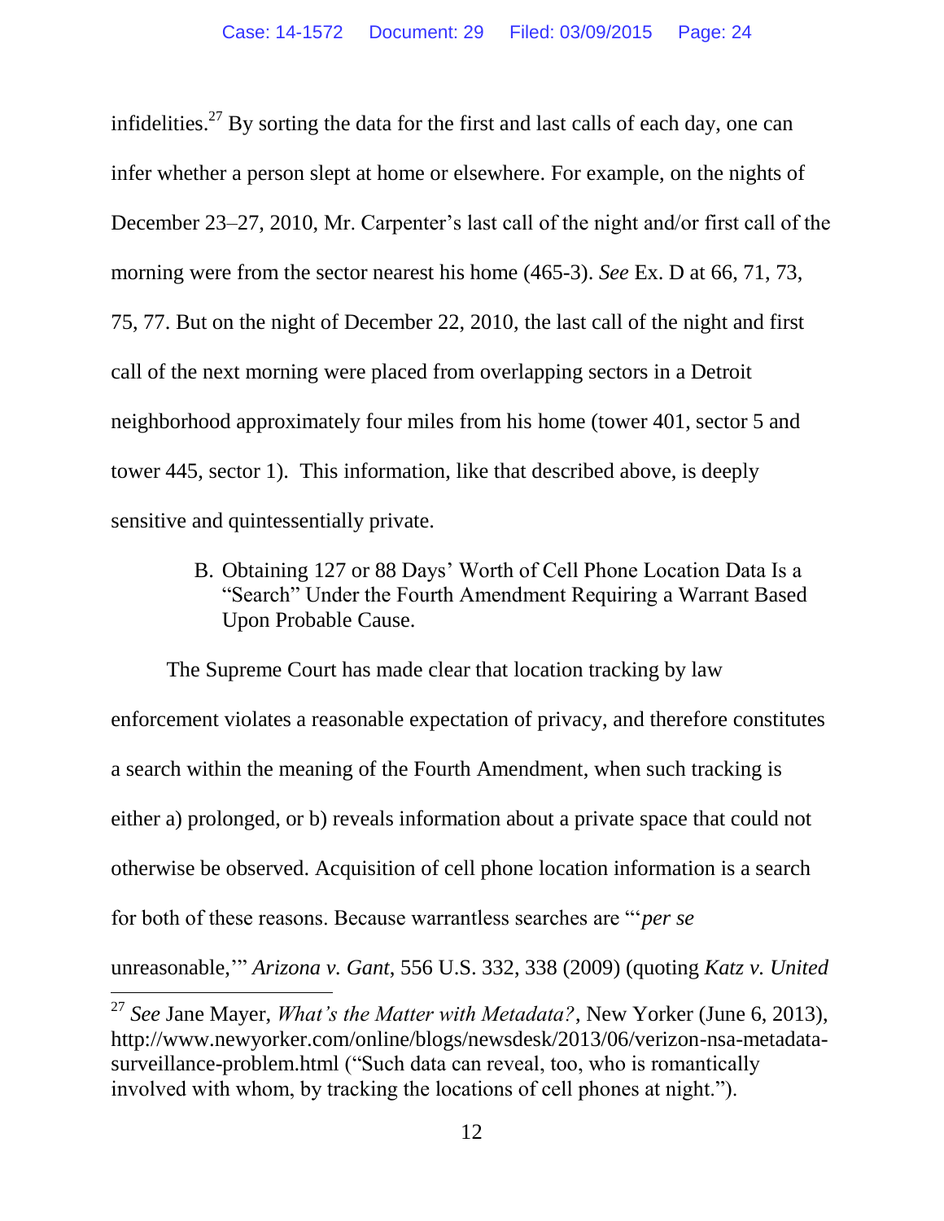infidelities.[27] By sorting the data for the first and last calls of each day, one can infer whether a person slept at home or elsewhere. For example, on the nights of December 23–27, 2010, Mr. Carpenter's last call of the night and/or first call of the morning were from the sector nearest his home (465-3). *See* Ex. D at 66, 71, 73, 75, 77. But on the night of December 22, 2010, the last call of the night and first call of the next morning were placed from overlapping sectors in a Detroit neighborhood approximately four miles from his home (tower 401, sector 5 and tower 445, sector 1). This information, like that described above, is deeply sensitive and quintessentially private.

### B. Obtaining 127 or 88 Days' Worth of Cell Phone Location Data Is a "Search" Under the Fourth Amendment Requiring a Warrant Based Upon Probable Cause.

The Supreme Court has made clear that location tracking by law enforcement violates a reasonable expectation of privacy, and therefore constitutes a search within the meaning of the Fourth Amendment, when such tracking is either a) prolonged, or b) reveals information about a private space that could not otherwise be observed. Acquisition of cell phone location information is a search for both of these reasons. Because warrantless searches are "'*per se* unreasonable,'" *Arizona v. Gant*, 556 U.S. 332, 338 (2009) (quoting *Katz v. United*

---

[27] *See* Jane Mayer, *What's the Matter with Metadata?*, New Yorker (June 6, 2013), http://www.newyorker.com/online/blogs/newsdesk/2013/06/verizon-nsa-metadata-surveillance-problem.html ("Such data can reveal, too, who is romantically involved with whom, by tracking the locations of cell phones at night.").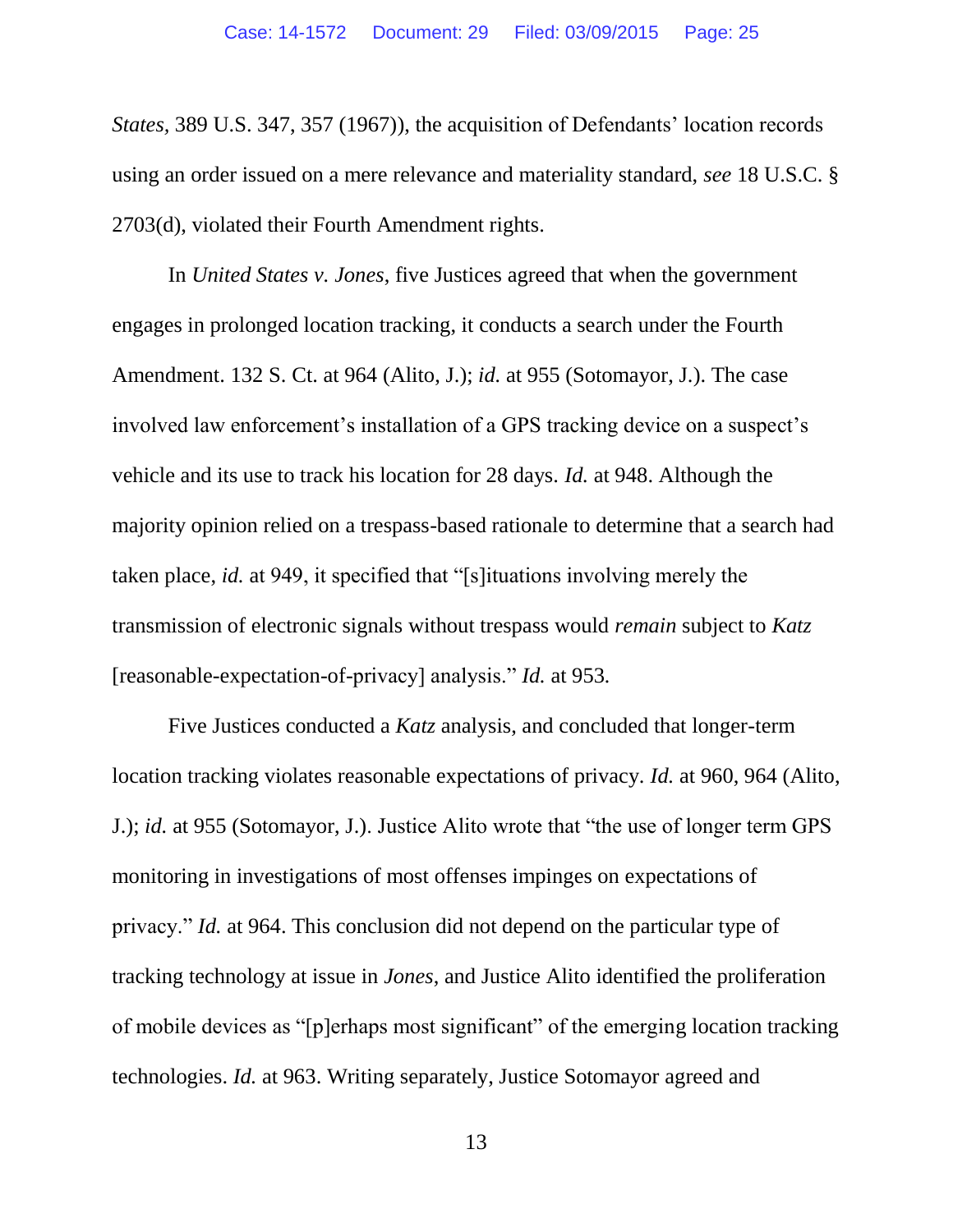*States*, 389 U.S. 347, 357 (1967)), the acquisition of Defendants' location records using an order issued on a mere relevance and materiality standard, *see* 18 U.S.C. § 2703(d), violated their Fourth Amendment rights.

In *United States v. Jones*, five Justices agreed that when the government engages in prolonged location tracking, it conducts a search under the Fourth Amendment. 132 S. Ct. at 964 (Alito, J.); *id.* at 955 (Sotomayor, J.). The case involved law enforcement's installation of a GPS tracking device on a suspect's vehicle and its use to track his location for 28 days. *Id.* at 948. Although the majority opinion relied on a trespass-based rationale to determine that a search had taken place, *id.* at 949, it specified that "[s]ituations involving merely the transmission of electronic signals without trespass would *remain* subject to *Katz* [reasonable-expectation-of-privacy] analysis." *Id.* at 953.

Five Justices conducted a *Katz* analysis, and concluded that longer-term location tracking violates reasonable expectations of privacy. *Id.* at 960, 964 (Alito, J.); *id.* at 955 (Sotomayor, J.). Justice Alito wrote that "the use of longer term GPS monitoring in investigations of most offenses impinges on expectations of privacy." *Id.* at 964. This conclusion did not depend on the particular type of tracking technology at issue in *Jones*, and Justice Alito identified the proliferation of mobile devices as "[p]erhaps most significant" of the emerging location tracking technologies. *Id.* at 963. Writing separately, Justice Sotomayor agreed and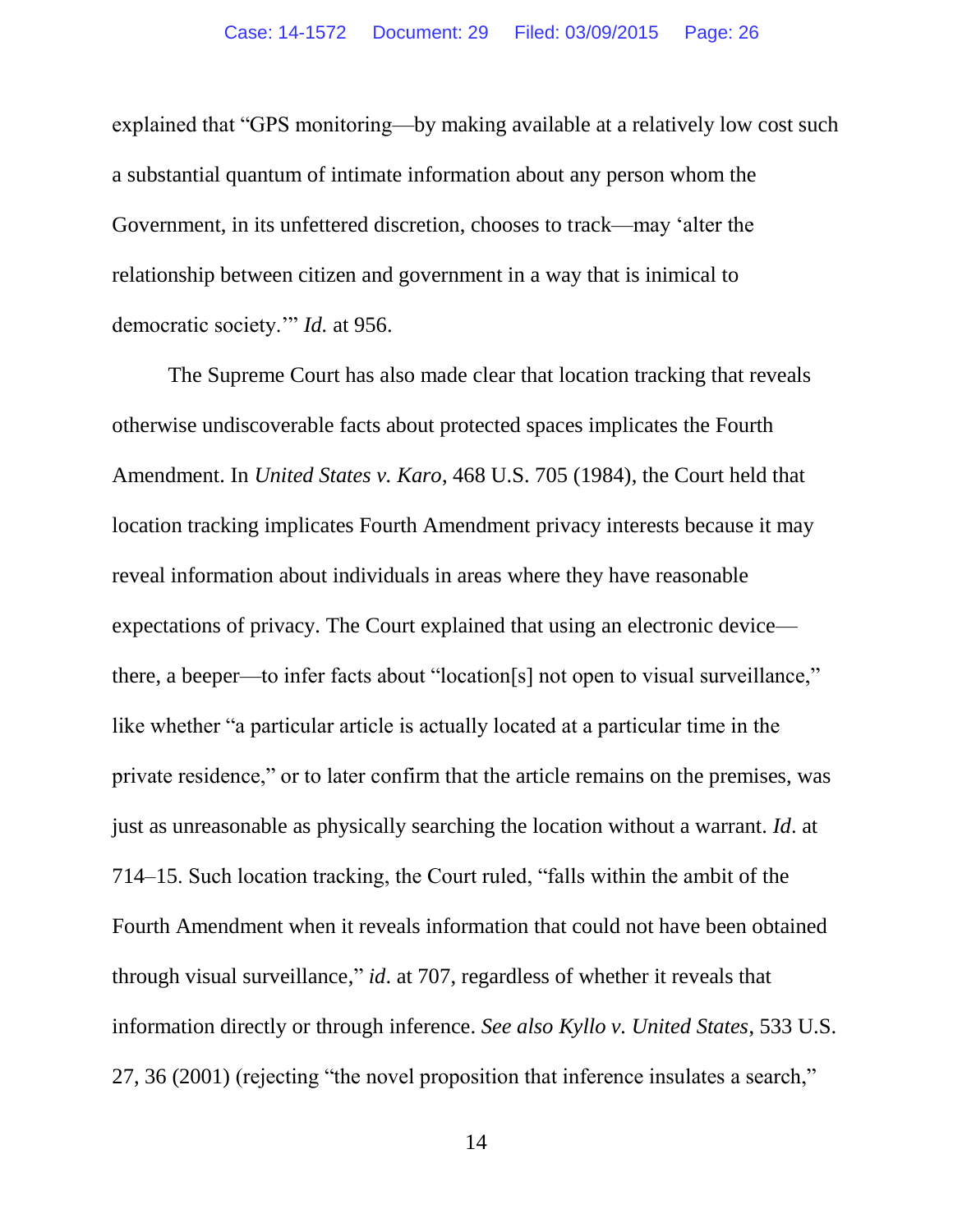explained that "GPS monitoring—by making available at a relatively low cost such a substantial quantum of intimate information about any person whom the Government, in its unfettered discretion, chooses to track—may 'alter the relationship between citizen and government in a way that is inimical to democratic society.'" *Id.* at 956.

The Supreme Court has also made clear that location tracking that reveals otherwise undiscoverable facts about protected spaces implicates the Fourth Amendment. In *United States v. Karo*, 468 U.S. 705 (1984), the Court held that location tracking implicates Fourth Amendment privacy interests because it may reveal information about individuals in areas where they have reasonable expectations of privacy. The Court explained that using an electronic device—there, a beeper—to infer facts about "location[s] not open to visual surveillance," like whether "a particular article is actually located at a particular time in the private residence," or to later confirm that the article remains on the premises, was just as unreasonable as physically searching the location without a warrant. *Id*. at 714–15. Such location tracking, the Court ruled, "falls within the ambit of the Fourth Amendment when it reveals information that could not have been obtained through visual surveillance," *id*. at 707, regardless of whether it reveals that information directly or through inference. *See also Kyllo v. United States*, 533 U.S. 27, 36 (2001) (rejecting "the novel proposition that inference insulates a search,"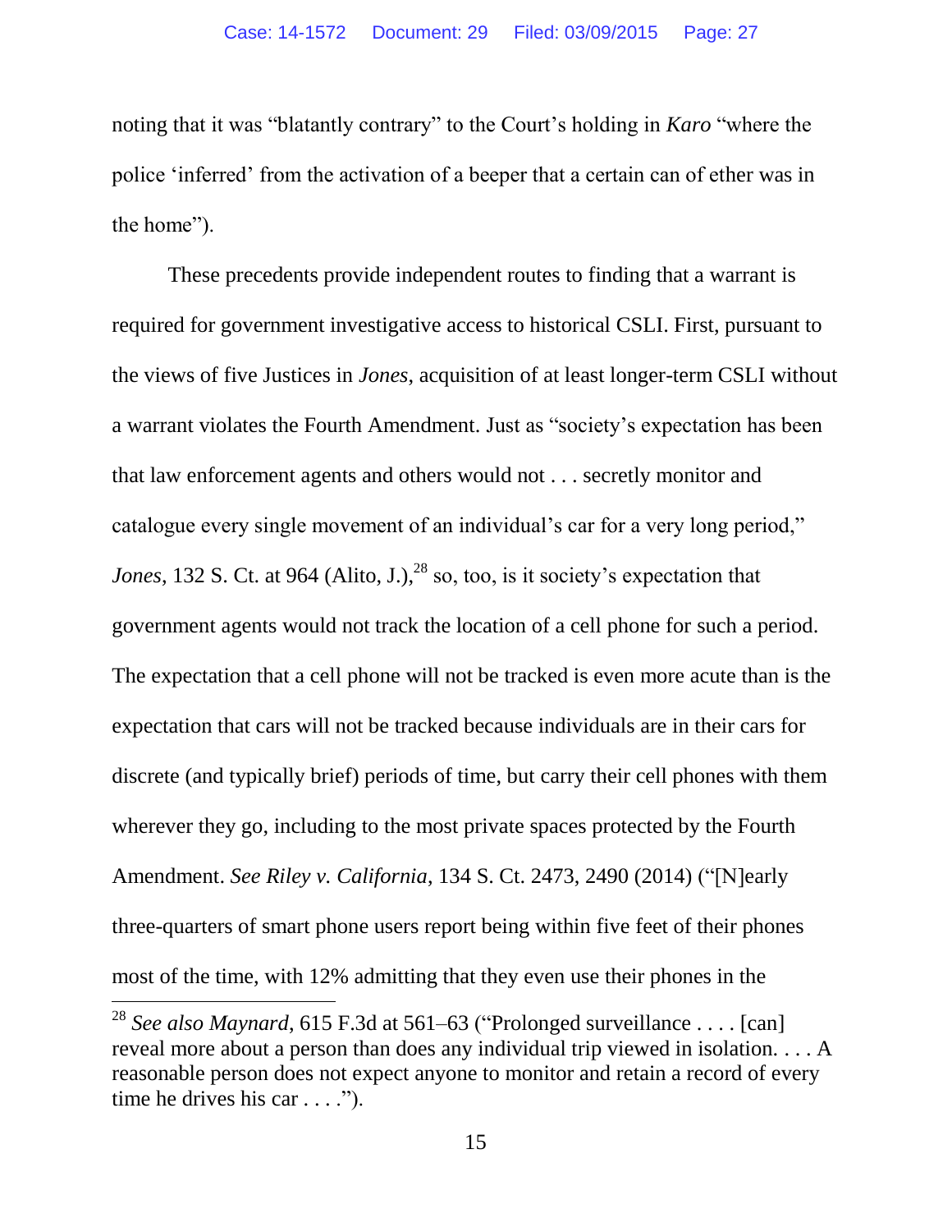noting that it was "blatantly contrary" to the Court's holding in *Karo* "where the police 'inferred' from the activation of a beeper that a certain can of ether was in the home").

These precedents provide independent routes to finding that a warrant is required for government investigative access to historical CSLI. First, pursuant to the views of five Justices in *Jones*, acquisition of at least longer-term CSLI without a warrant violates the Fourth Amendment. Just as "society's expectation has been that law enforcement agents and others would not . . . secretly monitor and catalogue every single movement of an individual's car for a very long period," *Jones*, 132 S. Ct. at 964 (Alito, J.),[28] so, too, is it society's expectation that government agents would not track the location of a cell phone for such a period. The expectation that a cell phone will not be tracked is even more acute than is the expectation that cars will not be tracked because individuals are in their cars for discrete (and typically brief) periods of time, but carry their cell phones with them wherever they go, including to the most private spaces protected by the Fourth Amendment. *See Riley v. California*, 134 S. Ct. 2473, 2490 (2014) ("[N]early three-quarters of smart phone users report being within five feet of their phones most of the time, with 12% admitting that they even use their phones in the

---

[28] *See also Maynard*, 615 F.3d at 561–63 ("Prolonged surveillance . . . . [can] reveal more about a person than does any individual trip viewed in isolation. . . . A reasonable person does not expect anyone to monitor and retain a record of every time he drives his car . . . .").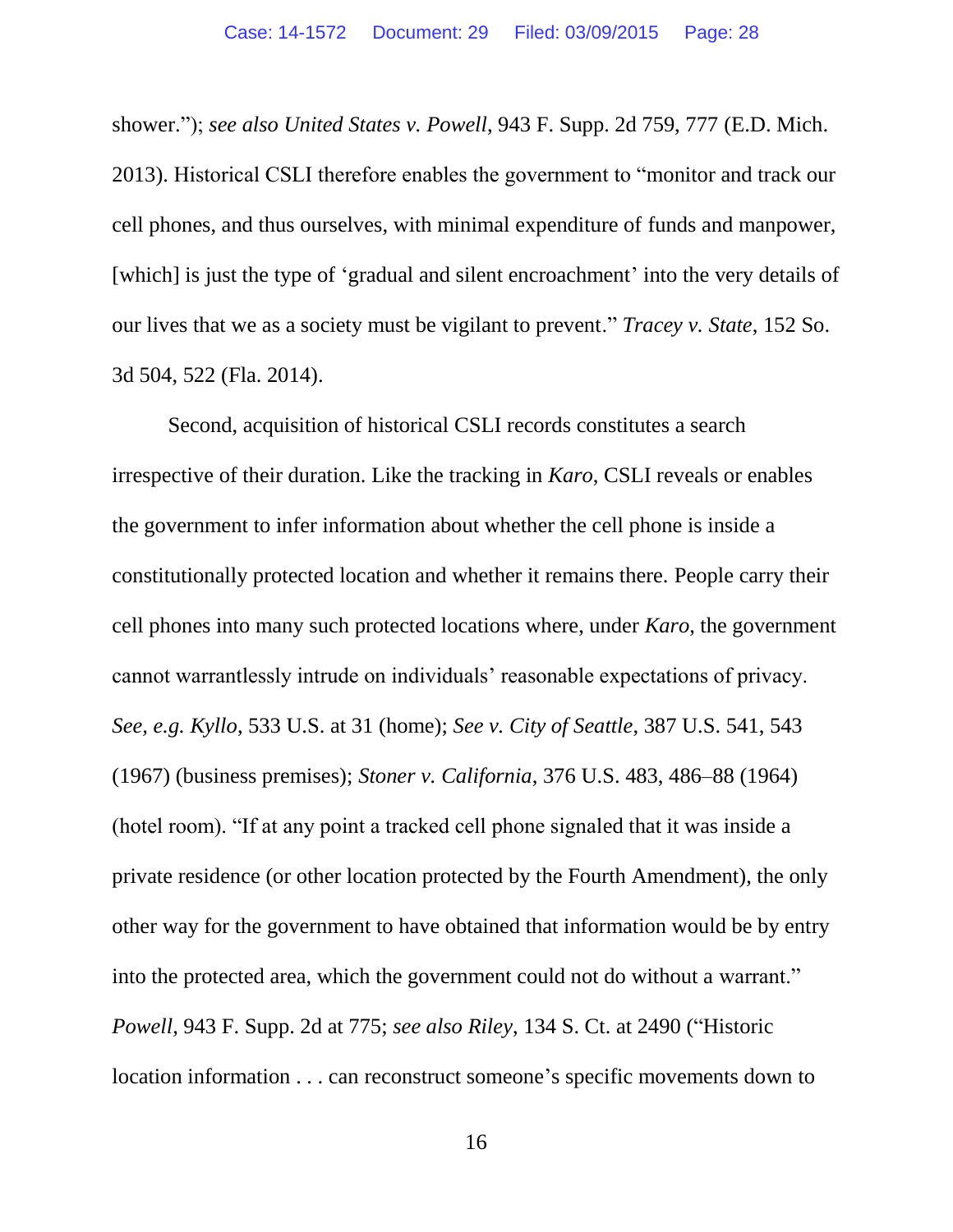shower."); *see also United States v. Powell*, 943 F. Supp. 2d 759, 777 (E.D. Mich. 2013). Historical CSLI therefore enables the government to "monitor and track our cell phones, and thus ourselves, with minimal expenditure of funds and manpower, [which] is just the type of 'gradual and silent encroachment' into the very details of our lives that we as a society must be vigilant to prevent." *Tracey v. State*, 152 So. 3d 504, 522 (Fla. 2014).

Second, acquisition of historical CSLI records constitutes a search irrespective of their duration. Like the tracking in *Karo*, CSLI reveals or enables the government to infer information about whether the cell phone is inside a constitutionally protected location and whether it remains there. People carry their cell phones into many such protected locations where, under *Karo*, the government cannot warrantlessly intrude on individuals' reasonable expectations of privacy. *See, e.g. Kyllo*, 533 U.S. at 31 (home); *See v. City of Seattle*, 387 U.S. 541, 543 (1967) (business premises); *Stoner v. California*, 376 U.S. 483, 486–88 (1964) (hotel room). "If at any point a tracked cell phone signaled that it was inside a private residence (or other location protected by the Fourth Amendment), the only other way for the government to have obtained that information would be by entry into the protected area, which the government could not do without a warrant." *Powell*, 943 F. Supp. 2d at 775; *see also Riley*, 134 S. Ct. at 2490 ("Historic location information . . . can reconstruct someone's specific movements down to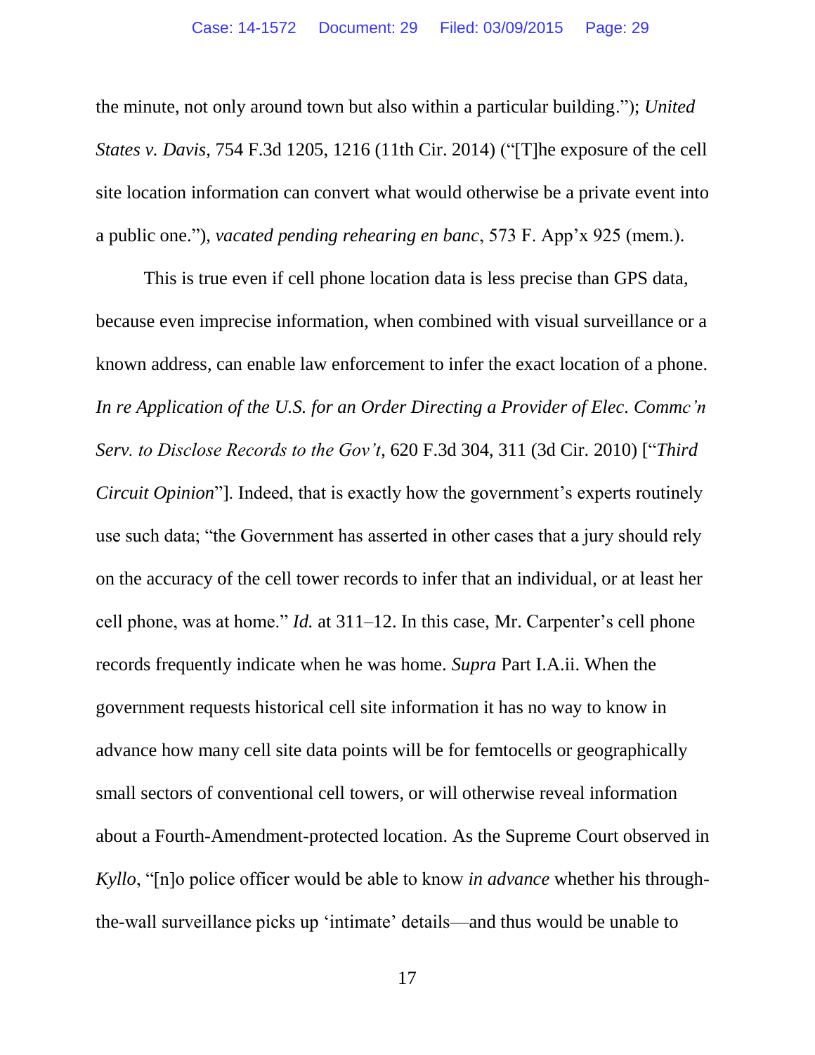the minute, not only around town but also within a particular building."); *United States v. Davis*, 754 F.3d 1205, 1216 (11th Cir. 2014) ("[T]he exposure of the cell site location information can convert what would otherwise be a private event into a public one."), *vacated pending rehearing en banc*, 573 F. App'x 925 (mem.).

This is true even if cell phone location data is less precise than GPS data, because even imprecise information, when combined with visual surveillance or a known address, can enable law enforcement to infer the exact location of a phone. *In re Application of the U.S. for an Order Directing a Provider of Elec. Commc'n Serv. to Disclose Records to the Gov't*, 620 F.3d 304, 311 (3d Cir. 2010) ["*Third Circuit Opinion*"]. Indeed, that is exactly how the government's experts routinely use such data; "the Government has asserted in other cases that a jury should rely on the accuracy of the cell tower records to infer that an individual, or at least her cell phone, was at home." *Id.* at 311–12. In this case, Mr. Carpenter's cell phone records frequently indicate when he was home. *Supra* Part I.A.ii. When the government requests historical cell site information it has no way to know in advance how many cell site data points will be for femtocells or geographically small sectors of conventional cell towers, or will otherwise reveal information about a Fourth-Amendment-protected location. As the Supreme Court observed in *Kyllo*, "[n]o police officer would be able to know *in advance* whether his through-the-wall surveillance picks up 'intimate' details—and thus would be unable to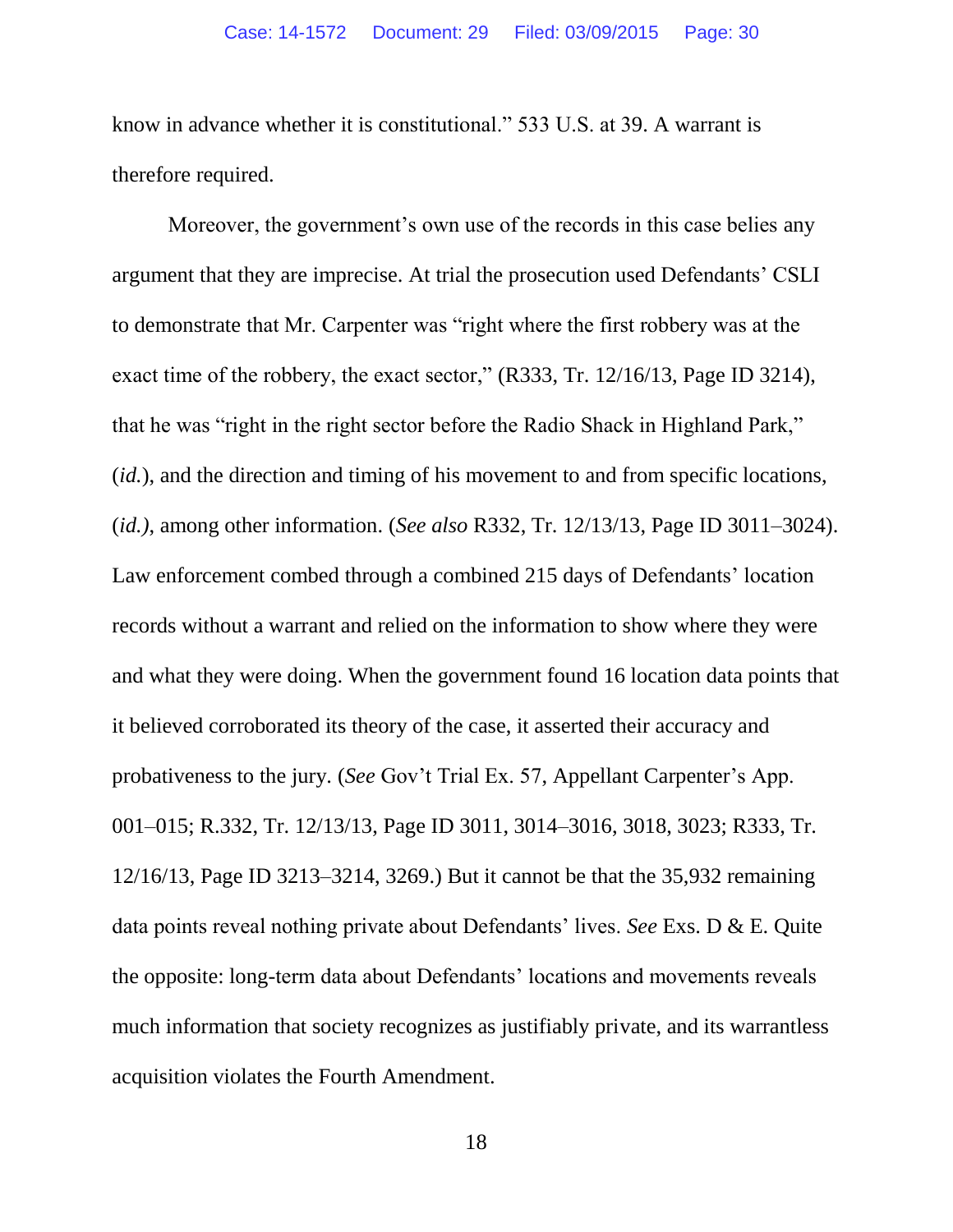know in advance whether it is constitutional." 533 U.S. at 39. A warrant is therefore required.

Moreover, the government's own use of the records in this case belies any argument that they are imprecise. At trial the prosecution used Defendants' CSLI to demonstrate that Mr. Carpenter was "right where the first robbery was at the exact time of the robbery, the exact sector," (R333, Tr. 12/16/13, Page ID 3214), that he was "right in the right sector before the Radio Shack in Highland Park," (*id.*), and the direction and timing of his movement to and from specific locations, (*id.)*, among other information. (*See also* R332, Tr. 12/13/13, Page ID 3011–3024). Law enforcement combed through a combined 215 days of Defendants' location records without a warrant and relied on the information to show where they were and what they were doing. When the government found 16 location data points that it believed corroborated its theory of the case, it asserted their accuracy and probativeness to the jury. (*See* Gov't Trial Ex. 57, Appellant Carpenter's App. 001–015; R.332, Tr. 12/13/13, Page ID 3011, 3014–3016, 3018, 3023; R333, Tr. 12/16/13, Page ID 3213–3214, 3269.) But it cannot be that the 35,932 remaining data points reveal nothing private about Defendants' lives. *See* Exs. D & E. Quite the opposite: long-term data about Defendants' locations and movements reveals much information that society recognizes as justifiably private, and its warrantless acquisition violates the Fourth Amendment.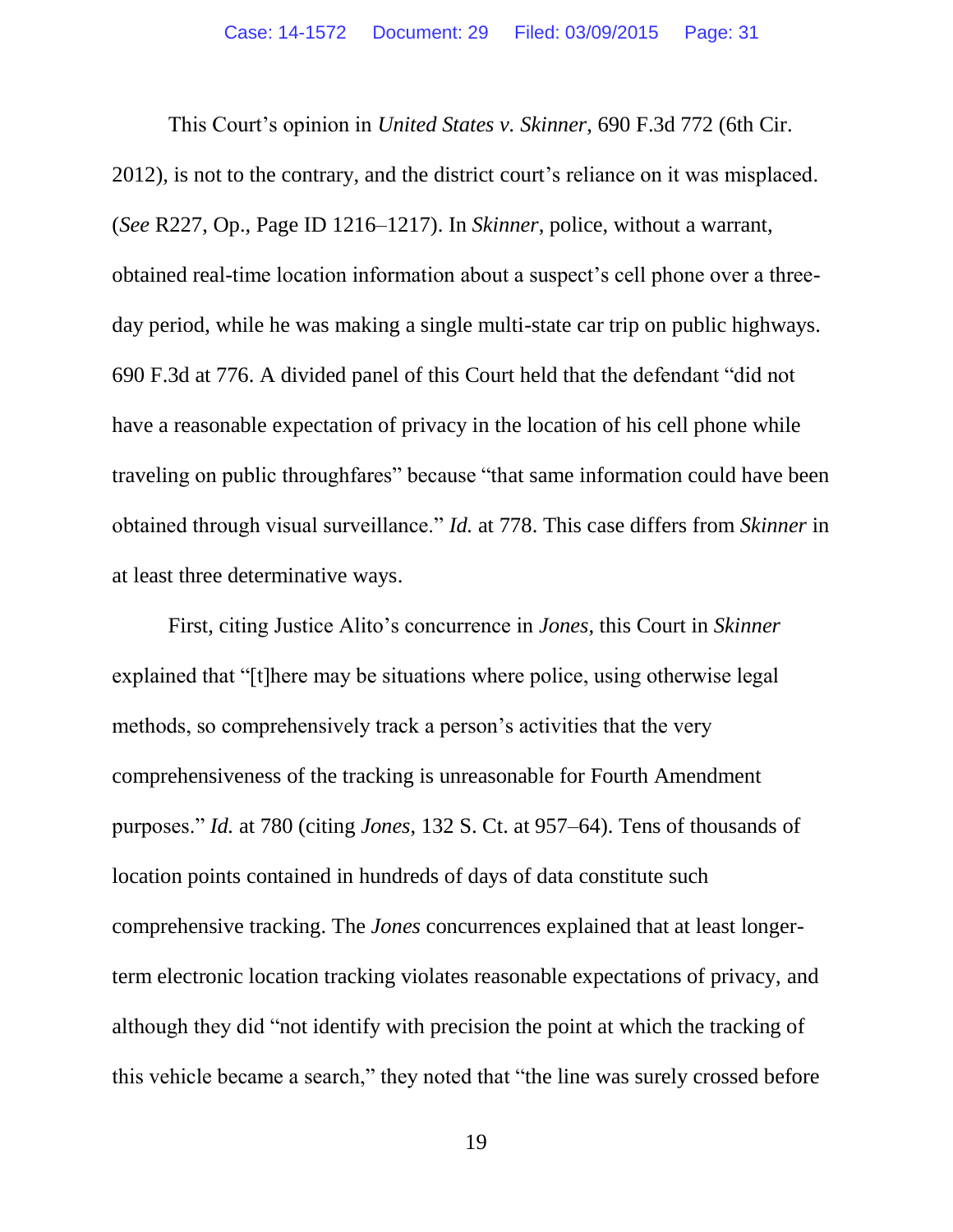This Court's opinion in *United States v. Skinner*, 690 F.3d 772 (6th Cir. 2012), is not to the contrary, and the district court's reliance on it was misplaced. (*See* R227, Op., Page ID 1216–1217). In *Skinner*, police, without a warrant, obtained real-time location information about a suspect's cell phone over a three-day period, while he was making a single multi-state car trip on public highways. 690 F.3d at 776. A divided panel of this Court held that the defendant "did not have a reasonable expectation of privacy in the location of his cell phone while traveling on public throughfares" because "that same information could have been obtained through visual surveillance." *Id.* at 778. This case differs from *Skinner* in at least three determinative ways.

First, citing Justice Alito's concurrence in *Jones*, this Court in *Skinner* explained that "[t]here may be situations where police, using otherwise legal methods, so comprehensively track a person's activities that the very comprehensiveness of the tracking is unreasonable for Fourth Amendment purposes." *Id.* at 780 (citing *Jones*, 132 S. Ct. at 957–64). Tens of thousands of location points contained in hundreds of days of data constitute such comprehensive tracking. The *Jones* concurrences explained that at least longer-term electronic location tracking violates reasonable expectations of privacy, and although they did "not identify with precision the point at which the tracking of this vehicle became a search," they noted that "the line was surely crossed before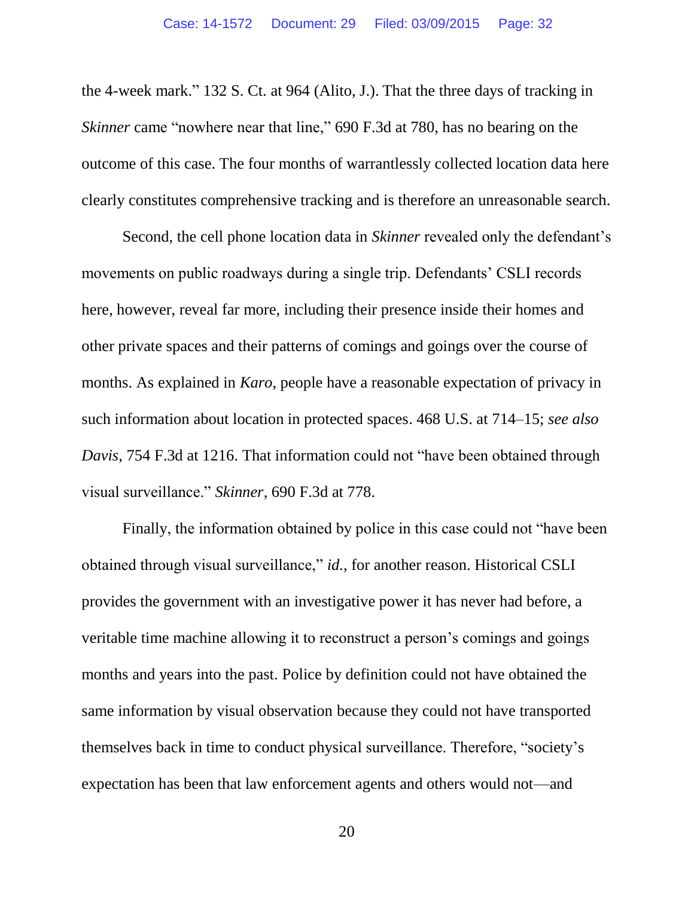the 4-week mark." 132 S. Ct. at 964 (Alito, J.). That the three days of tracking in *Skinner* came "nowhere near that line," 690 F.3d at 780, has no bearing on the outcome of this case. The four months of warrantlessly collected location data here clearly constitutes comprehensive tracking and is therefore an unreasonable search.

Second, the cell phone location data in *Skinner* revealed only the defendant's movements on public roadways during a single trip. Defendants' CSLI records here, however, reveal far more, including their presence inside their homes and other private spaces and their patterns of comings and goings over the course of months. As explained in *Karo*, people have a reasonable expectation of privacy in such information about location in protected spaces. 468 U.S. at 714–15; *see also Davis*, 754 F.3d at 1216. That information could not "have been obtained through visual surveillance." *Skinner*, 690 F.3d at 778.

Finally, the information obtained by police in this case could not "have been obtained through visual surveillance," *id.*, for another reason. Historical CSLI provides the government with an investigative power it has never had before, a veritable time machine allowing it to reconstruct a person's comings and goings months and years into the past. Police by definition could not have obtained the same information by visual observation because they could not have transported themselves back in time to conduct physical surveillance. Therefore, "society's expectation has been that law enforcement agents and others would not—and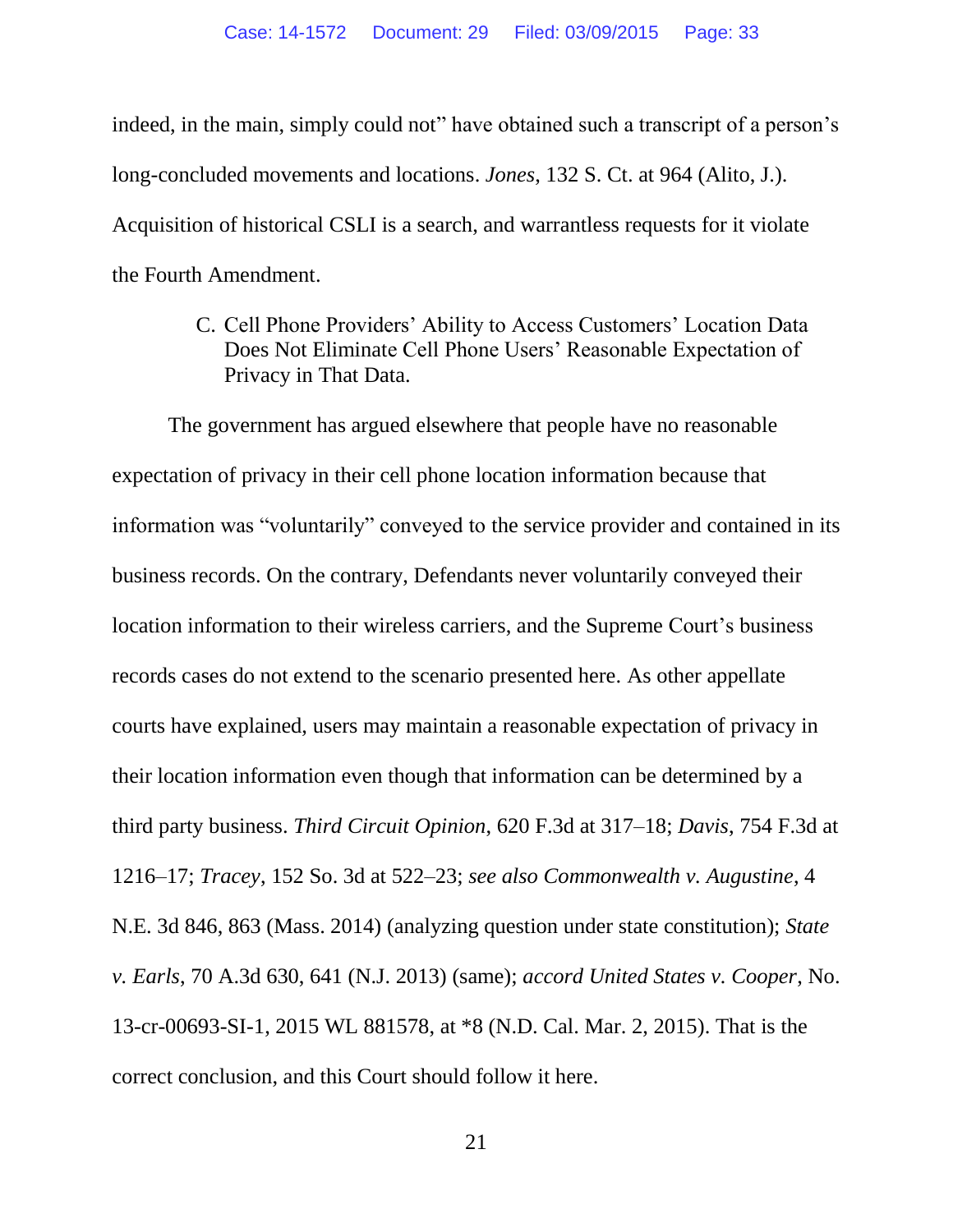indeed, in the main, simply could not" have obtained such a transcript of a person's long-concluded movements and locations. *Jones*, 132 S. Ct. at 964 (Alito, J.). Acquisition of historical CSLI is a search, and warrantless requests for it violate the Fourth Amendment.

### C. Cell Phone Providers' Ability to Access Customers' Location Data Does Not Eliminate Cell Phone Users' Reasonable Expectation of Privacy in That Data.

The government has argued elsewhere that people have no reasonable expectation of privacy in their cell phone location information because that information was "voluntarily" conveyed to the service provider and contained in its business records. On the contrary, Defendants never voluntarily conveyed their location information to their wireless carriers, and the Supreme Court's business records cases do not extend to the scenario presented here. As other appellate courts have explained, users may maintain a reasonable expectation of privacy in their location information even though that information can be determined by a third party business. *Third Circuit Opinion*, 620 F.3d at 317–18; *Davis*, 754 F.3d at 1216–17; *Tracey*, 152 So. 3d at 522–23; *see also Commonwealth v. Augustine*, 4 N.E. 3d 846, 863 (Mass. 2014) (analyzing question under state constitution); *State v. Earls*, 70 A.3d 630, 641 (N.J. 2013) (same); *accord United States v. Cooper*, No. 13-cr-00693-SI-1, 2015 WL 881578, at *8 (N.D. Cal. Mar. 2, 2015). That is the correct conclusion, and this Court should follow it here.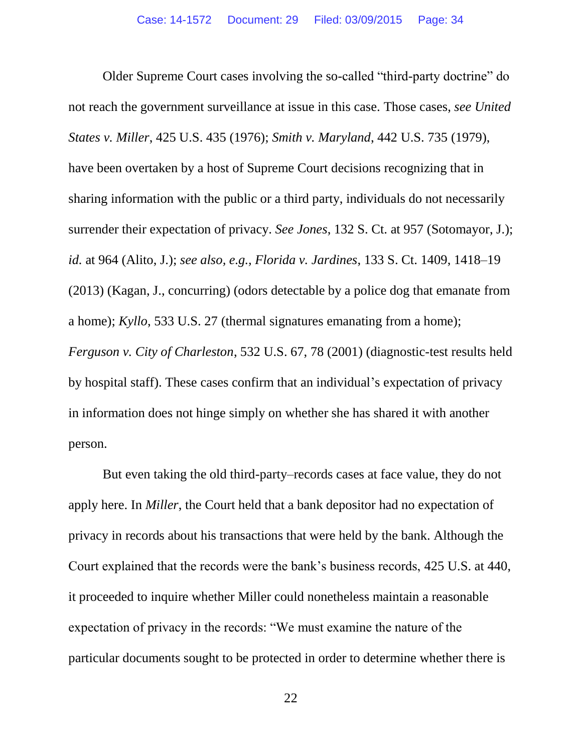Older Supreme Court cases involving the so-called "third-party doctrine" do not reach the government surveillance at issue in this case. Those cases, *see United States v. Miller*, 425 U.S. 435 (1976); *Smith v. Maryland*, 442 U.S. 735 (1979), have been overtaken by a host of Supreme Court decisions recognizing that in sharing information with the public or a third party, individuals do not necessarily surrender their expectation of privacy. *See Jones*, 132 S. Ct. at 957 (Sotomayor, J.); *id.* at 964 (Alito, J.); *see also, e.g.*, *Florida v. Jardines*, 133 S. Ct. 1409, 1418–19 (2013) (Kagan, J., concurring) (odors detectable by a police dog that emanate from a home); *Kyllo*, 533 U.S. 27 (thermal signatures emanating from a home); *Ferguson v. City of Charleston*, 532 U.S. 67, 78 (2001) (diagnostic-test results held by hospital staff). These cases confirm that an individual's expectation of privacy in information does not hinge simply on whether she has shared it with another person.

But even taking the old third-party–records cases at face value, they do not apply here. In *Miller*, the Court held that a bank depositor had no expectation of privacy in records about his transactions that were held by the bank. Although the Court explained that the records were the bank's business records, 425 U.S. at 440, it proceeded to inquire whether Miller could nonetheless maintain a reasonable expectation of privacy in the records: "We must examine the nature of the particular documents sought to be protected in order to determine whether there is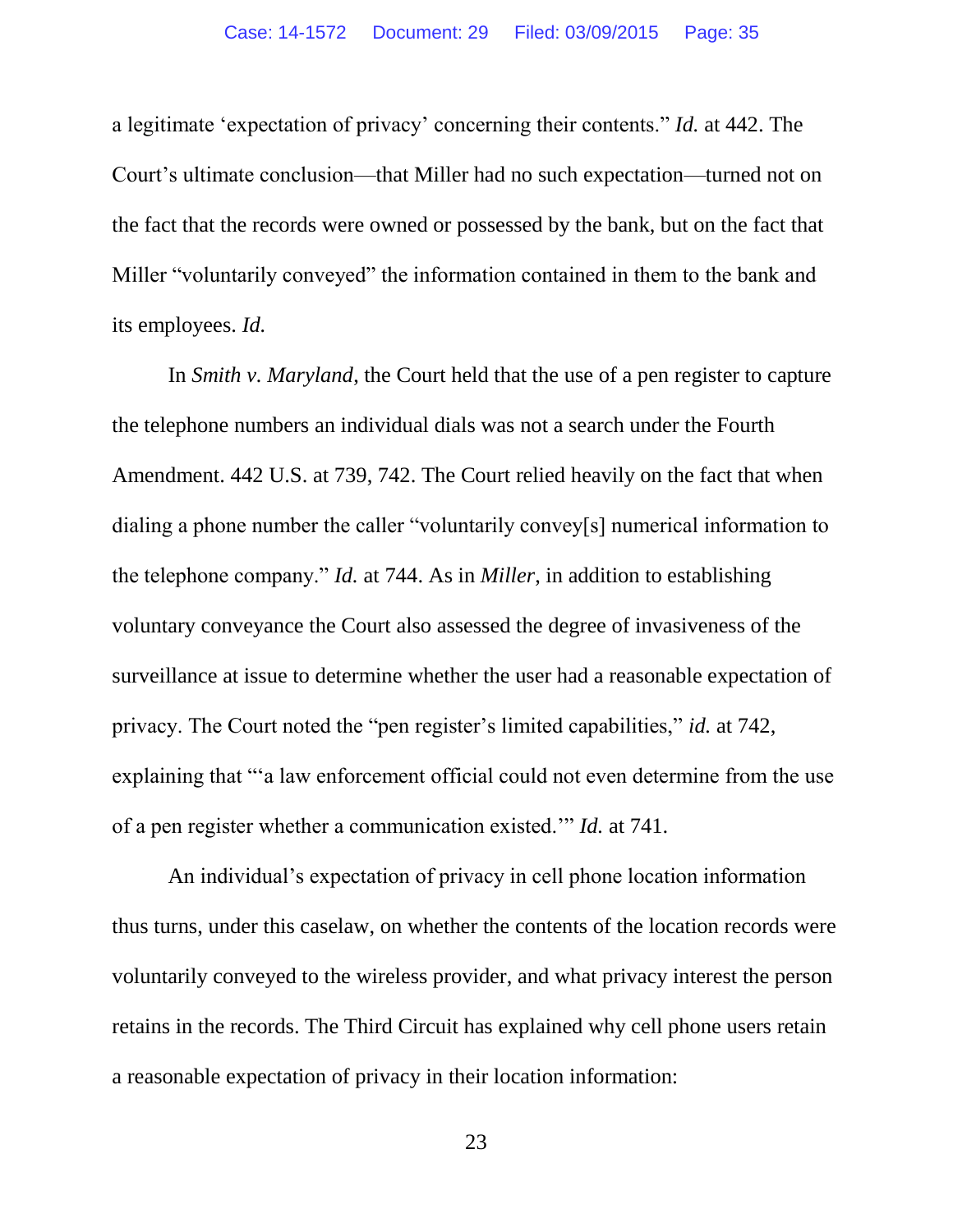a legitimate 'expectation of privacy' concerning their contents." *Id.* at 442. The Court's ultimate conclusion—that Miller had no such expectation—turned not on the fact that the records were owned or possessed by the bank, but on the fact that Miller "voluntarily conveyed" the information contained in them to the bank and its employees. *Id.*

In *Smith v. Maryland*, the Court held that the use of a pen register to capture the telephone numbers an individual dials was not a search under the Fourth Amendment. 442 U.S. at 739, 742. The Court relied heavily on the fact that when dialing a phone number the caller "voluntarily convey[s] numerical information to the telephone company." *Id.* at 744. As in *Miller*, in addition to establishing voluntary conveyance the Court also assessed the degree of invasiveness of the surveillance at issue to determine whether the user had a reasonable expectation of privacy. The Court noted the "pen register's limited capabilities," *id.* at 742, explaining that "'a law enforcement official could not even determine from the use of a pen register whether a communication existed.'" *Id.* at 741.

An individual's expectation of privacy in cell phone location information thus turns, under this caselaw, on whether the contents of the location records were voluntarily conveyed to the wireless provider, and what privacy interest the person retains in the records. The Third Circuit has explained why cell phone users retain a reasonable expectation of privacy in their location information: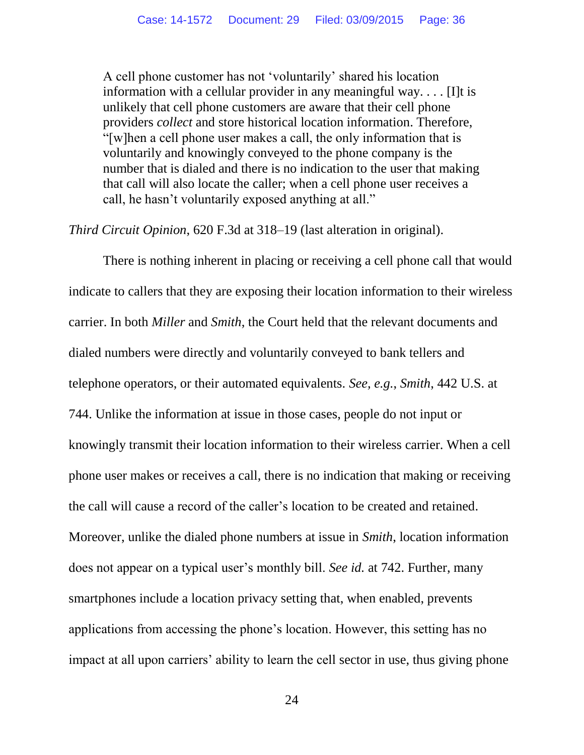> A cell phone customer has not 'voluntarily' shared his location information with a cellular provider in any meaningful way. . . . [I]t is unlikely that cell phone customers are aware that their cell phone providers *collect* and store historical location information. Therefore, "[w]hen a cell phone user makes a call, the only information that is voluntarily and knowingly conveyed to the phone company is the number that is dialed and there is no indication to the user that making that call will also locate the caller; when a cell phone user receives a call, he hasn't voluntarily exposed anything at all."

*Third Circuit Opinion*, 620 F.3d at 318–19 (last alteration in original).

There is nothing inherent in placing or receiving a cell phone call that would indicate to callers that they are exposing their location information to their wireless carrier. In both *Miller* and *Smith*, the Court held that the relevant documents and dialed numbers were directly and voluntarily conveyed to bank tellers and telephone operators, or their automated equivalents. *See, e.g.*, *Smith*, 442 U.S. at 744. Unlike the information at issue in those cases, people do not input or knowingly transmit their location information to their wireless carrier. When a cell phone user makes or receives a call, there is no indication that making or receiving the call will cause a record of the caller's location to be created and retained. Moreover, unlike the dialed phone numbers at issue in *Smith*, location information does not appear on a typical user's monthly bill. *See id.* at 742. Further, many smartphones include a location privacy setting that, when enabled, prevents applications from accessing the phone's location. However, this setting has no impact at all upon carriers' ability to learn the cell sector in use, thus giving phone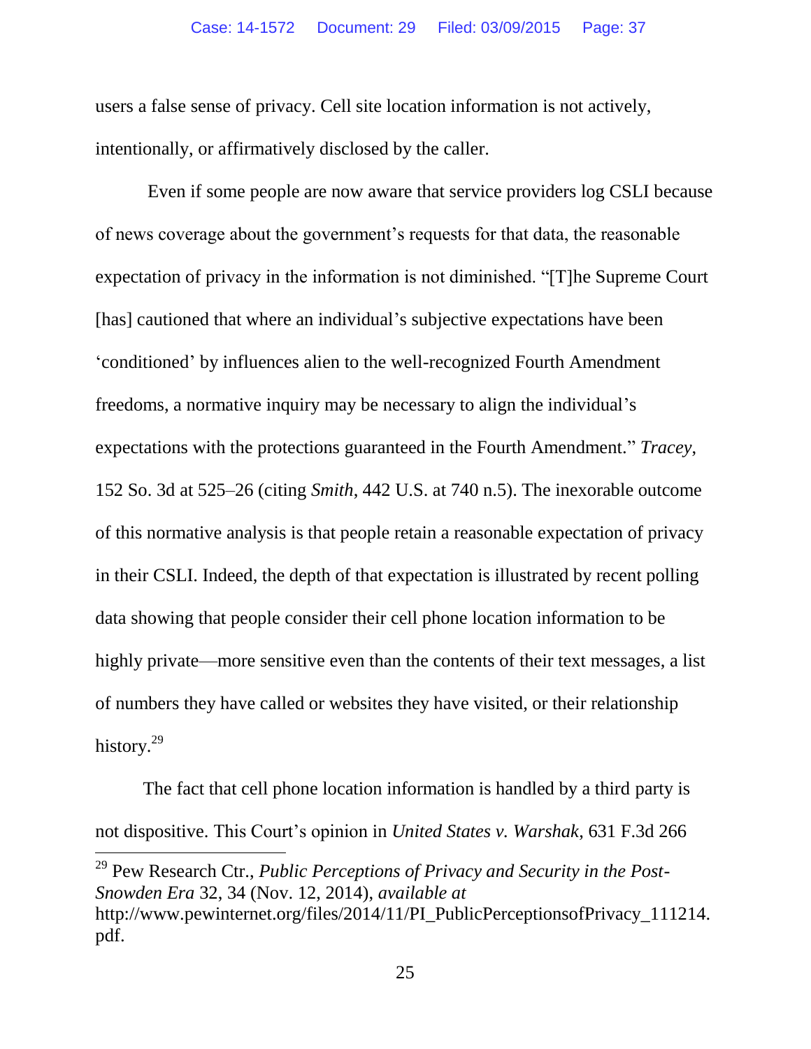users a false sense of privacy. Cell site location information is not actively, intentionally, or affirmatively disclosed by the caller.

Even if some people are now aware that service providers log CSLI because of news coverage about the government's requests for that data, the reasonable expectation of privacy in the information is not diminished. "[T]he Supreme Court [has] cautioned that where an individual's subjective expectations have been 'conditioned' by influences alien to the well-recognized Fourth Amendment freedoms, a normative inquiry may be necessary to align the individual's expectations with the protections guaranteed in the Fourth Amendment." *Tracey*, 152 So. 3d at 525–26 (citing *Smith*, 442 U.S. at 740 n.5). The inexorable outcome of this normative analysis is that people retain a reasonable expectation of privacy in their CSLI. Indeed, the depth of that expectation is illustrated by recent polling data showing that people consider their cell phone location information to be highly private—more sensitive even than the contents of their text messages, a list of numbers they have called or websites they have visited, or their relationship history.[29]

The fact that cell phone location information is handled by a third party is not dispositive. This Court's opinion in *United States v. Warshak*, 631 F.3d 266

[29] Pew Research Ctr., *Public Perceptions of Privacy and Security in the Post-Snowden Era* 32, 34 (Nov. 12, 2014), *available at* http://www.pewinternet.org/files/2014/11/PI_PublicPerceptionsofPrivacy_111214.pdf.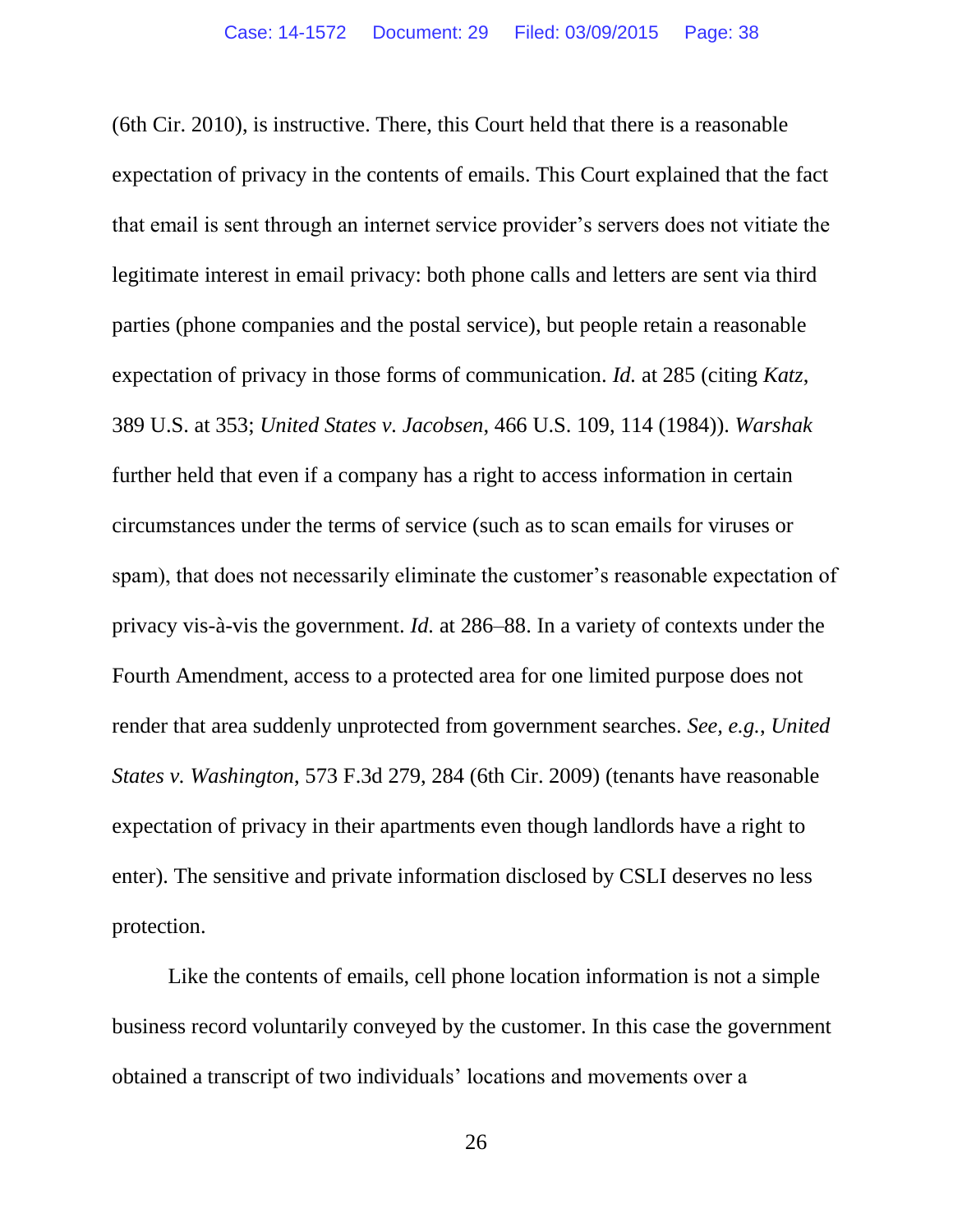(6th Cir. 2010), is instructive. There, this Court held that there is a reasonable expectation of privacy in the contents of emails. This Court explained that the fact that email is sent through an internet service provider's servers does not vitiate the legitimate interest in email privacy: both phone calls and letters are sent via third parties (phone companies and the postal service), but people retain a reasonable expectation of privacy in those forms of communication. *Id.* at 285 (citing *Katz*, 389 U.S. at 353; *United States v. Jacobsen*, 466 U.S. 109, 114 (1984)). *Warshak* further held that even if a company has a right to access information in certain circumstances under the terms of service (such as to scan emails for viruses or spam), that does not necessarily eliminate the customer's reasonable expectation of privacy vis-à-vis the government. *Id.* at 286–88. In a variety of contexts under the Fourth Amendment, access to a protected area for one limited purpose does not render that area suddenly unprotected from government searches. *See, e.g.*, *United States v. Washington*, 573 F.3d 279, 284 (6th Cir. 2009) (tenants have reasonable expectation of privacy in their apartments even though landlords have a right to enter). The sensitive and private information disclosed by CSLI deserves no less protection.

Like the contents of emails, cell phone location information is not a simple business record voluntarily conveyed by the customer. In this case the government obtained a transcript of two individuals' locations and movements over a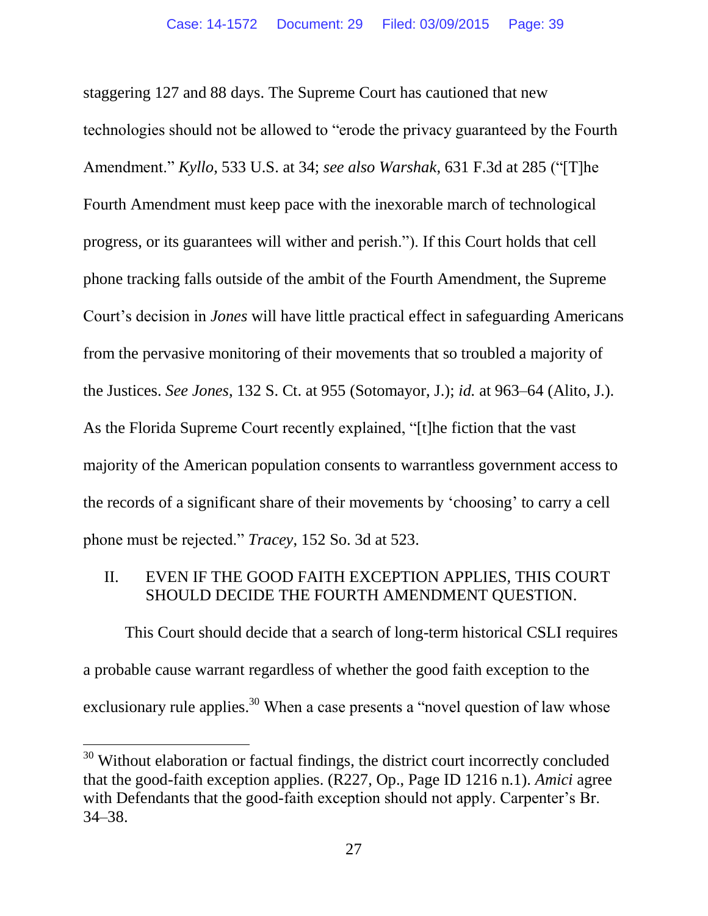staggering 127 and 88 days. The Supreme Court has cautioned that new technologies should not be allowed to "erode the privacy guaranteed by the Fourth Amendment." *Kyllo*, 533 U.S. at 34; *see also Warshak*, 631 F.3d at 285 ("[T]he Fourth Amendment must keep pace with the inexorable march of technological progress, or its guarantees will wither and perish."). If this Court holds that cell phone tracking falls outside of the ambit of the Fourth Amendment, the Supreme Court's decision in *Jones* will have little practical effect in safeguarding Americans from the pervasive monitoring of their movements that so troubled a majority of the Justices. *See Jones*, 132 S. Ct. at 955 (Sotomayor, J.); *id.* at 963–64 (Alito, J.). As the Florida Supreme Court recently explained, "[t]he fiction that the vast majority of the American population consents to warrantless government access to the records of a significant share of their movements by 'choosing' to carry a cell phone must be rejected." *Tracey*, 152 So. 3d at 523.

## II. EVEN IF THE GOOD FAITH EXCEPTION APPLIES, THIS COURT SHOULD DECIDE THE FOURTH AMENDMENT QUESTION.

This Court should decide that a search of long-term historical CSLI requires a probable cause warrant regardless of whether the good faith exception to the exclusionary rule applies.[30] When a case presents a "novel question of law whose

---

[30] Without elaboration or factual findings, the district court incorrectly concluded that the good-faith exception applies. (R227, Op., Page ID 1216 n.1). *Amici* agree with Defendants that the good-faith exception should not apply. Carpenter's Br. 34–38.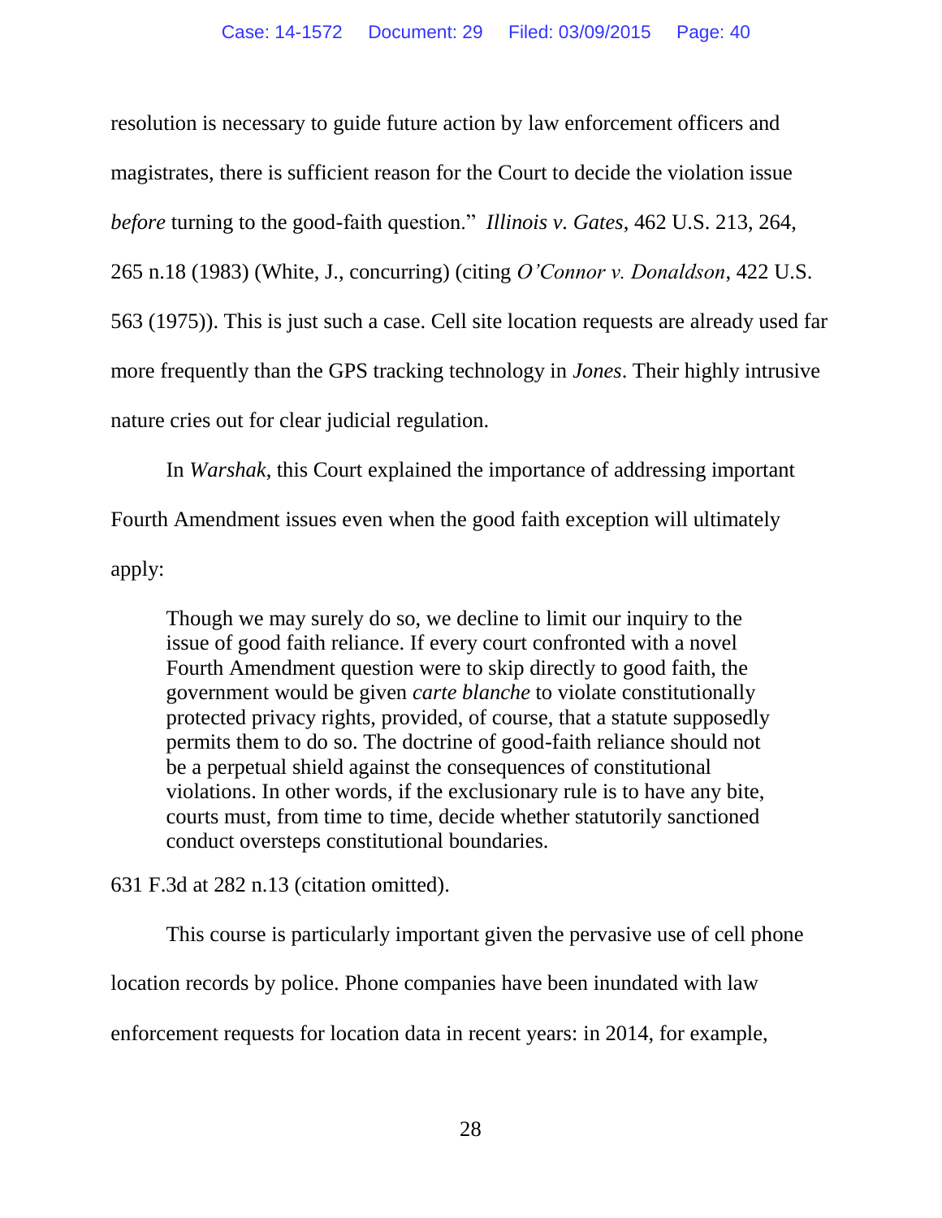resolution is necessary to guide future action by law enforcement officers and magistrates, there is sufficient reason for the Court to decide the violation issue *before* turning to the good-faith question." *Illinois v. Gates*, 462 U.S. 213, 264, 265 n.18 (1983) (White, J., concurring) (citing *O'Connor v. Donaldson*, 422 U.S. 563 (1975)). This is just such a case. Cell site location requests are already used far more frequently than the GPS tracking technology in *Jones*. Their highly intrusive nature cries out for clear judicial regulation.

In *Warshak*, this Court explained the importance of addressing important Fourth Amendment issues even when the good faith exception will ultimately apply:

> Though we may surely do so, we decline to limit our inquiry to the issue of good faith reliance. If every court confronted with a novel Fourth Amendment question were to skip directly to good faith, the government would be given *carte blanche* to violate constitutionally protected privacy rights, provided, of course, that a statute supposedly permits them to do so. The doctrine of good-faith reliance should not be a perpetual shield against the consequences of constitutional violations. In other words, if the exclusionary rule is to have any bite, courts must, from time to time, decide whether statutorily sanctioned conduct oversteps constitutional boundaries.

631 F.3d at 282 n.13 (citation omitted).

This course is particularly important given the pervasive use of cell phone location records by police. Phone companies have been inundated with law enforcement requests for location data in recent years: in 2014, for example,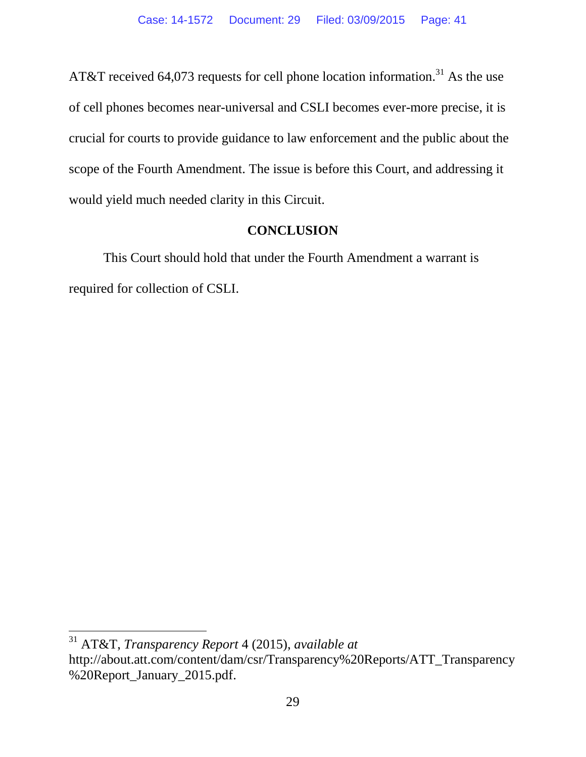AT&T received 64,073 requests for cell phone location information.[31] As the use of cell phones becomes near-universal and CSLI becomes ever-more precise, it is crucial for courts to provide guidance to law enforcement and the public about the scope of the Fourth Amendment. The issue is before this Court, and addressing it would yield much needed clarity in this Circuit.

## CONCLUSION

This Court should hold that under the Fourth Amendment a warrant is required for collection of CSLI.

---

[31] AT&T, *Transparency Report* 4 (2015), *available at* http://about.att.com/content/dam/csr/Transparency%20Reports/ATT_Transparency%20Report_January_2015.pdf.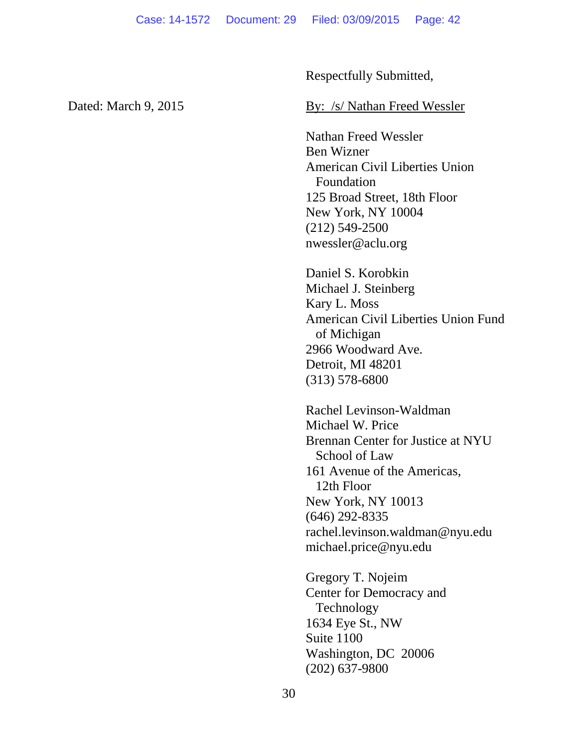Respectfully Submitted,

Dated: March 9, 2015

By: /s/ Nathan Freed Wessler

Nathan Freed Wessler
Ben Wizner
American Civil Liberties Union Foundation
125 Broad Street, 18th Floor
New York, NY 10004
(212) 549-2500
nwessler@aclu.org

Daniel S. Korobkin
Michael J. Steinberg
Kary L. Moss
American Civil Liberties Union Fund of Michigan
2966 Woodward Ave.
Detroit, MI 48201
(313) 578-6800

Rachel Levinson-Waldman
Michael W. Price
Brennan Center for Justice at NYU School of Law
161 Avenue of the Americas, 12th Floor
New York, NY 10013
(646) 292-8335
rachel.levinson.waldman@nyu.edu
michael.price@nyu.edu

Gregory T. Nojeim
Center for Democracy and Technology
1634 Eye St., NW
Suite 1100
Washington, DC 20006
(202) 637-9800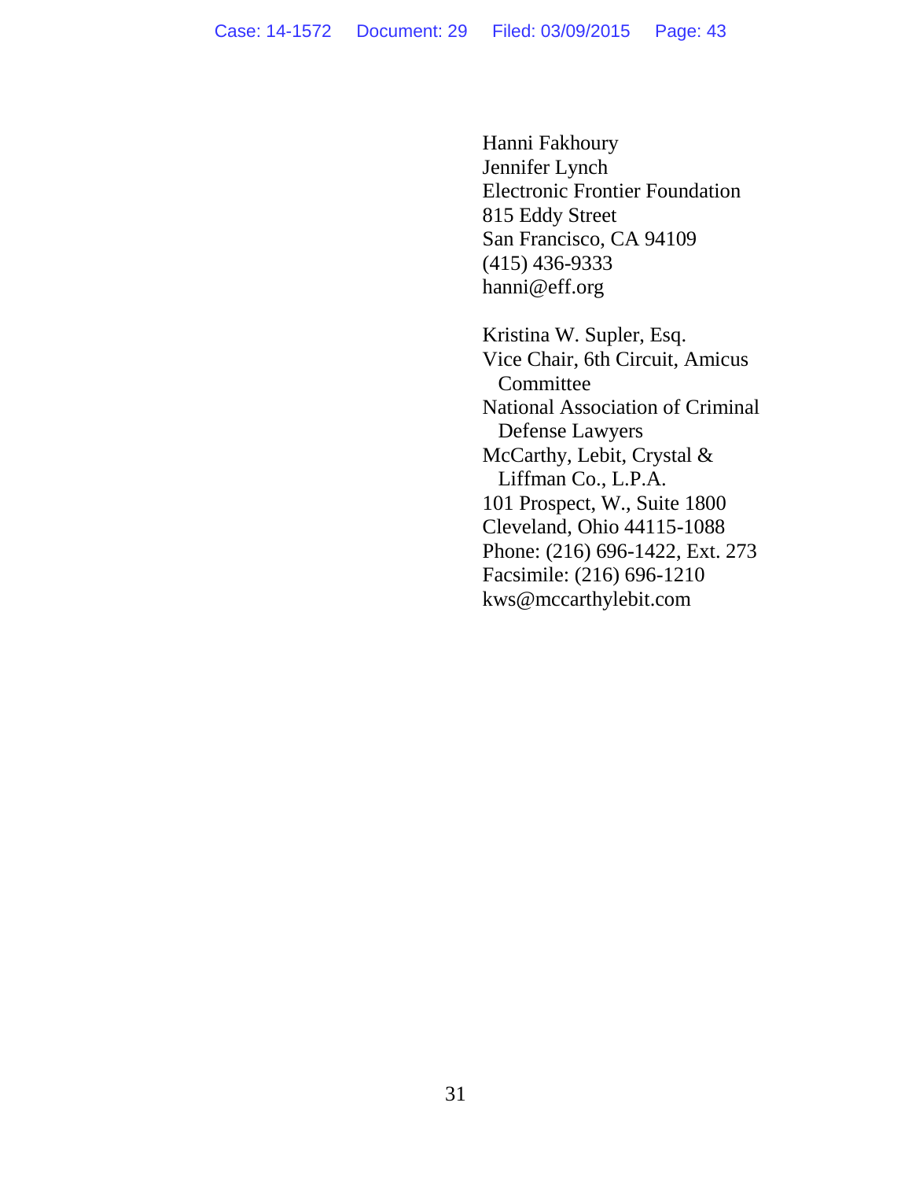Hanni Fakhoury
Jennifer Lynch
Electronic Frontier Foundation
815 Eddy Street
San Francisco, CA 94109
(415) 436-9333
hanni@eff.org

Kristina W. Supler, Esq.
Vice Chair, 6th Circuit, Amicus Committee
National Association of Criminal Defense Lawyers
McCarthy, Lebit, Crystal & Liffman Co., L.P.A.
101 Prospect, W., Suite 1800
Cleveland, Ohio 44115-1088
Phone: (216) 696-1422, Ext. 273
Facsimile: (216) 696-1210
kws@mccarthylebit.com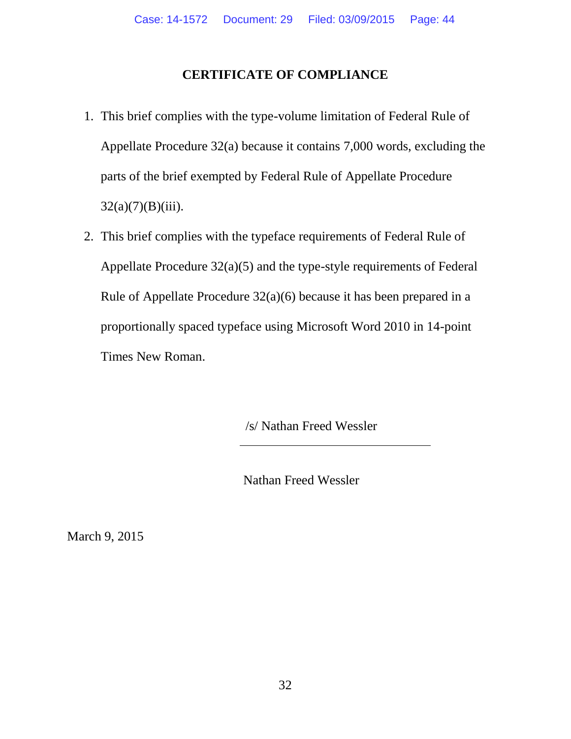# CERTIFICATE OF COMPLIANCE

1. This brief complies with the type-volume limitation of Federal Rule of Appellate Procedure 32(a) because it contains 7,000 words, excluding the parts of the brief exempted by Federal Rule of Appellate Procedure 32(a)(7)(B)(iii).
2. This brief complies with the typeface requirements of Federal Rule of Appellate Procedure 32(a)(5) and the type-style requirements of Federal Rule of Appellate Procedure 32(a)(6) because it has been prepared in a proportionally spaced typeface using Microsoft Word 2010 in 14-point Times New Roman.

/s/ Nathan Freed Wessler

Nathan Freed Wessler

March 9, 2015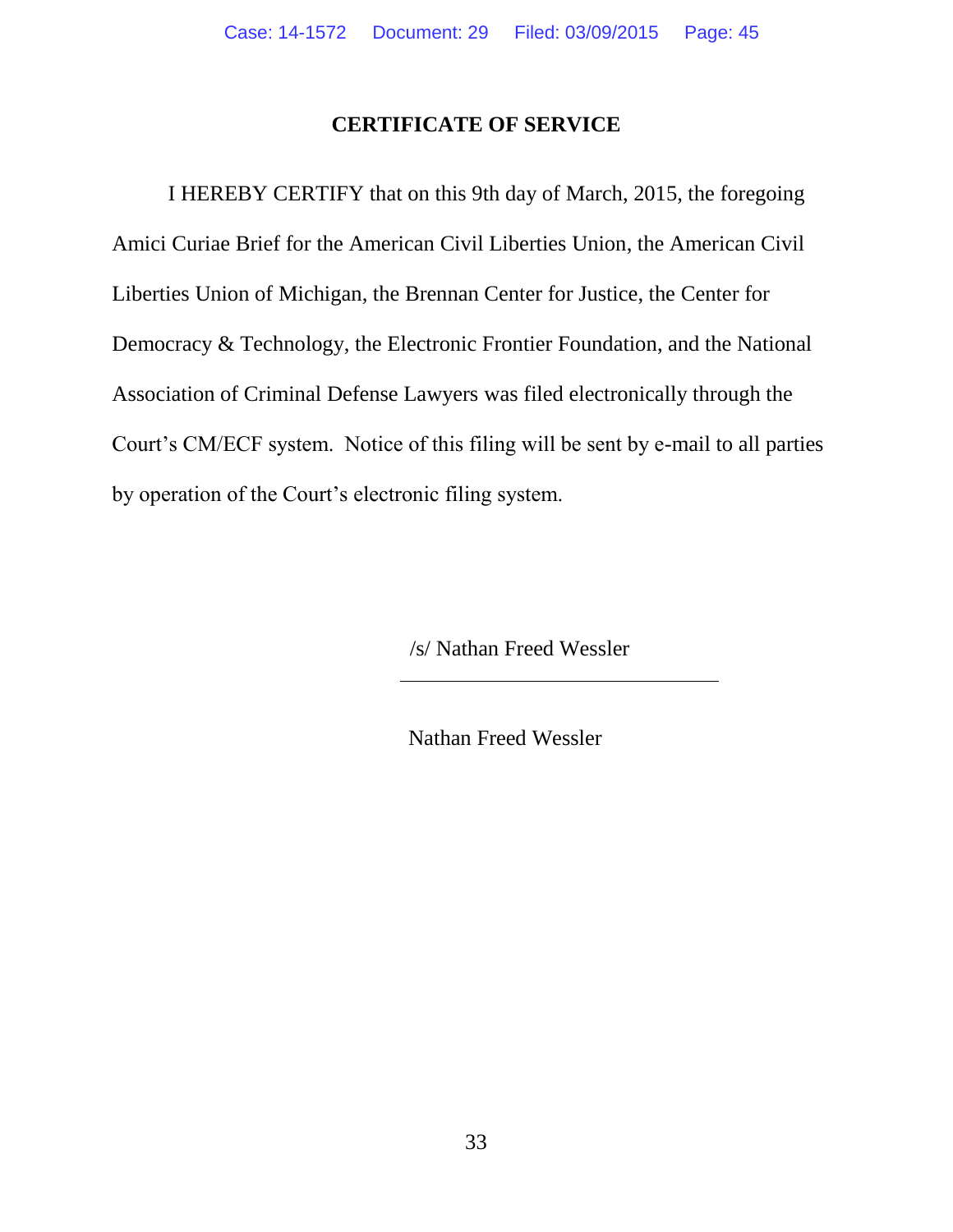## CERTIFICATE OF SERVICE

I HEREBY CERTIFY that on this 9th day of March, 2015, the foregoing Amici Curiae Brief for the American Civil Liberties Union, the American Civil Liberties Union of Michigan, the Brennan Center for Justice, the Center for Democracy & Technology, the Electronic Frontier Foundation, and the National Association of Criminal Defense Lawyers was filed electronically through the Court's CM/ECF system. Notice of this filing will be sent by e-mail to all parties by operation of the Court's electronic filing system.

/s/ Nathan Freed Wessler

Nathan Freed Wessler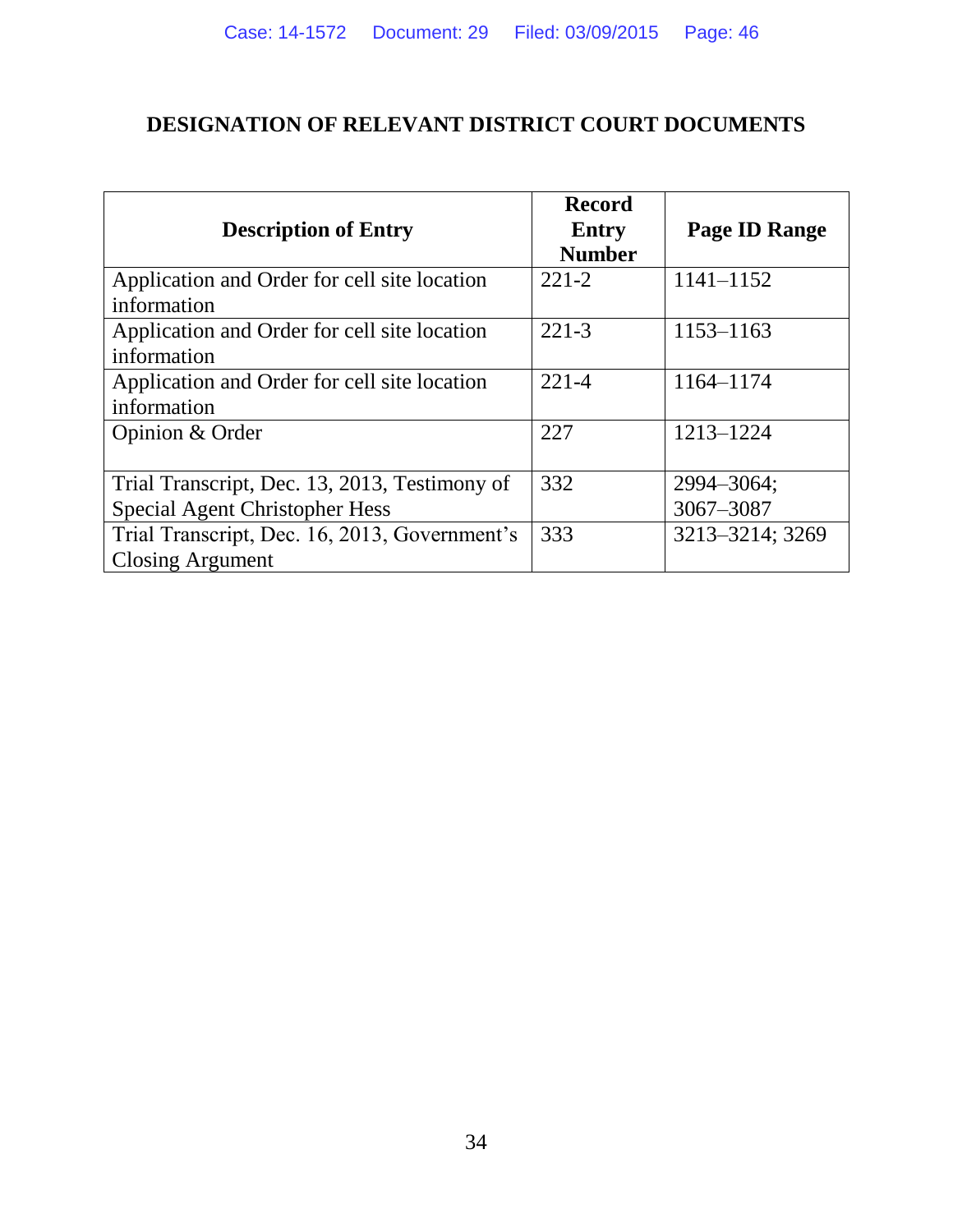# DESIGNATION OF RELEVANT DISTRICT COURT DOCUMENTS

| Description of Entry | Record Entry Number | Page ID Range |
|---|---|---|
| Application and Order for cell site location information | 221-2 | 1141–1152 |
| Application and Order for cell site location information | 221-3 | 1153–1163 |
| Application and Order for cell site location information | 221-4 | 1164–1174 |
| Opinion & Order | 227 | 1213–1224 |
| Trial Transcript, Dec. 13, 2013, Testimony of Special Agent Christopher Hess | 332 | 2994–3064; 3067–3087 |
| Trial Transcript, Dec. 16, 2013, Government's Closing Argument | 333 | 3213–3214; 3269 |